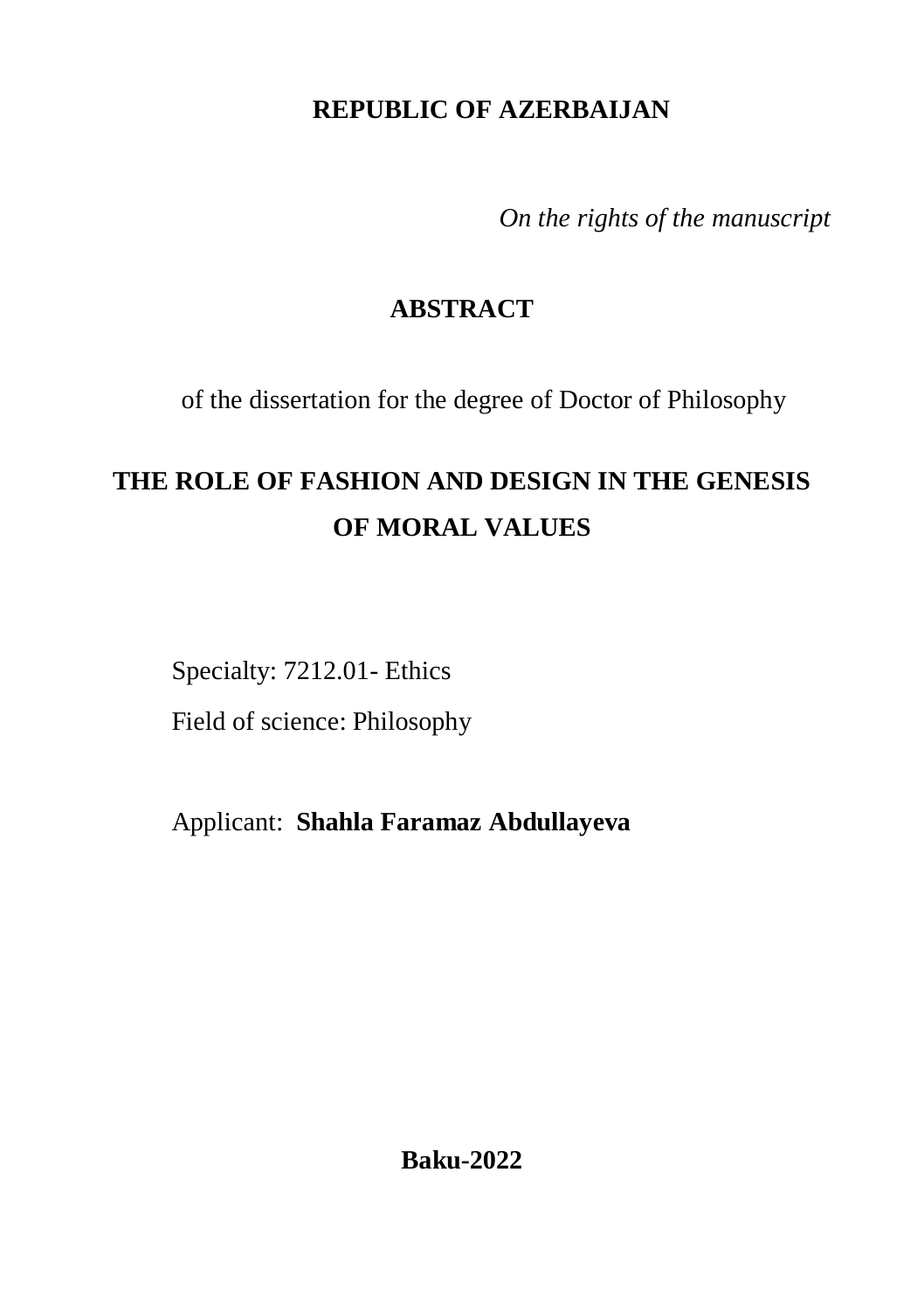**REPUBLIC OF AZERBAIJAN**

*On the rights of the manuscript*

# ABSTRACT

of the dissertation for the degree of Doctor of Philosophy

# THE ROLE OF FASHION AND DESIGN IN THE GENESIS OF MORAL VALUES

Specialty: 7212.01- Ethics

Field of science: Philosophy

Applicant: **Shahla Faramaz Abdullayeva**

**Baku-2022**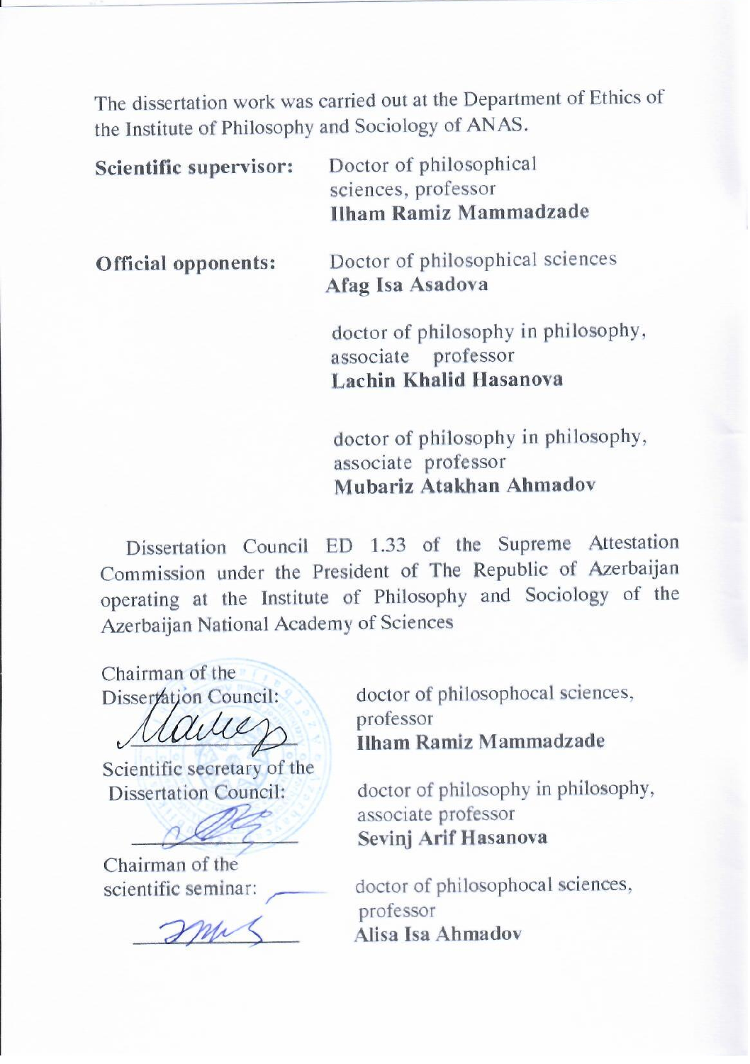The dissertation work was carried out at the Department of Ethics of the Institute of Philosophy and Sociology of ANAS.

| | |
|---|---|
| **Scientific supervisor:** | Doctor of philosophical sciences, professor **Ilham Ramiz Mammadzade** |
| **Official opponents:** | Doctor of philosophical sciences **Afag Isa Asadova** |
| | doctor of philosophy in philosophy, associate professor **Lachin Khalid Hasanova** |
| | doctor of philosophy in philosophy, associate professor **Mubariz Atakhan Ahmadov** |

Dissertation Council ED 1.33 of the Supreme Attestation Commission under the President of The Republic of Azerbaijan operating at the Institute of Philosophy and Sociology of the Azerbaijan National Academy of Sciences

| | |
|---|---|
| Chairman of the Dissertation Council: | doctor of philosophocal sciences, professor **Ilham Ramiz Mammadzade** |
| Scientific secretary of the Dissertation Council: | doctor of philosophy in philosophy, associate professor **Sevinj Arif Hasanova** |
| Chairman of the scientific seminar: | doctor of philosophocal sciences, professor **Alisa Isa Ahmadov** |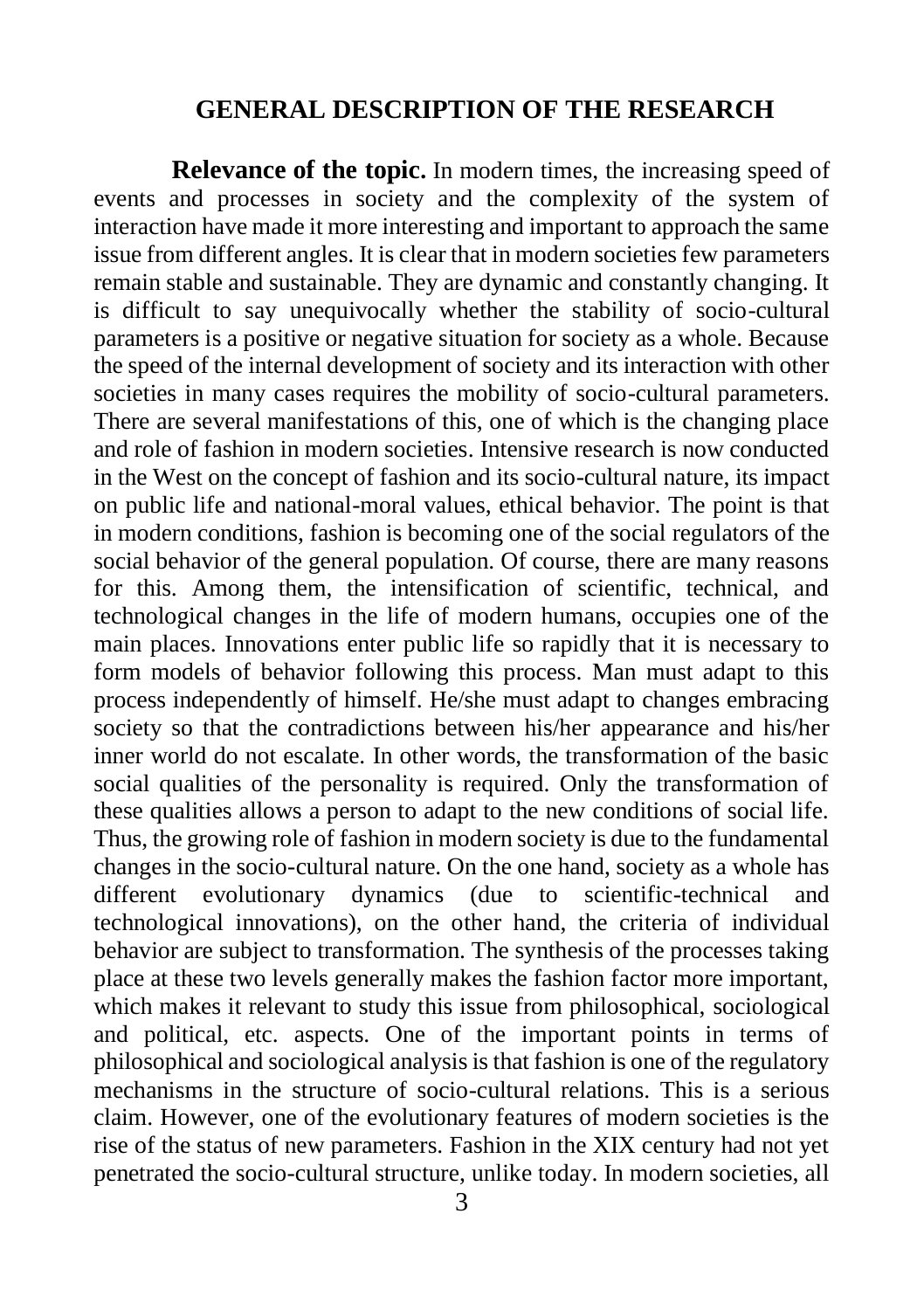## GENERAL DESCRIPTION OF THE RESEARCH

**Relevance of the topic.** In modern times, the increasing speed of events and processes in society and the complexity of the system of interaction have made it more interesting and important to approach the same issue from different angles. It is clear that in modern societies few parameters remain stable and sustainable. They are dynamic and constantly changing. It is difficult to say unequivocally whether the stability of socio-cultural parameters is a positive or negative situation for society as a whole. Because the speed of the internal development of society and its interaction with other societies in many cases requires the mobility of socio-cultural parameters. There are several manifestations of this, one of which is the changing place and role of fashion in modern societies. Intensive research is now conducted in the West on the concept of fashion and its socio-cultural nature, its impact on public life and national-moral values, ethical behavior. The point is that in modern conditions, fashion is becoming one of the social regulators of the social behavior of the general population. Of course, there are many reasons for this. Among them, the intensification of scientific, technical, and technological changes in the life of modern humans, occupies one of the main places. Innovations enter public life so rapidly that it is necessary to form models of behavior following this process. Man must adapt to this process independently of himself. He/she must adapt to changes embracing society so that the contradictions between his/her appearance and his/her inner world do not escalate. In other words, the transformation of the basic social qualities of the personality is required. Only the transformation of these qualities allows a person to adapt to the new conditions of social life. Thus, the growing role of fashion in modern society is due to the fundamental changes in the socio-cultural nature. On the one hand, society as a whole has different evolutionary dynamics (due to scientific-technical and technological innovations), on the other hand, the criteria of individual behavior are subject to transformation. The synthesis of the processes taking place at these two levels generally makes the fashion factor more important, which makes it relevant to study this issue from philosophical, sociological and political, etc. aspects. One of the important points in terms of philosophical and sociological analysis is that fashion is one of the regulatory mechanisms in the structure of socio-cultural relations. This is a serious claim. However, one of the evolutionary features of modern societies is the rise of the status of new parameters. Fashion in the XIX century had not yet penetrated the socio-cultural structure, unlike today. In modern societies, all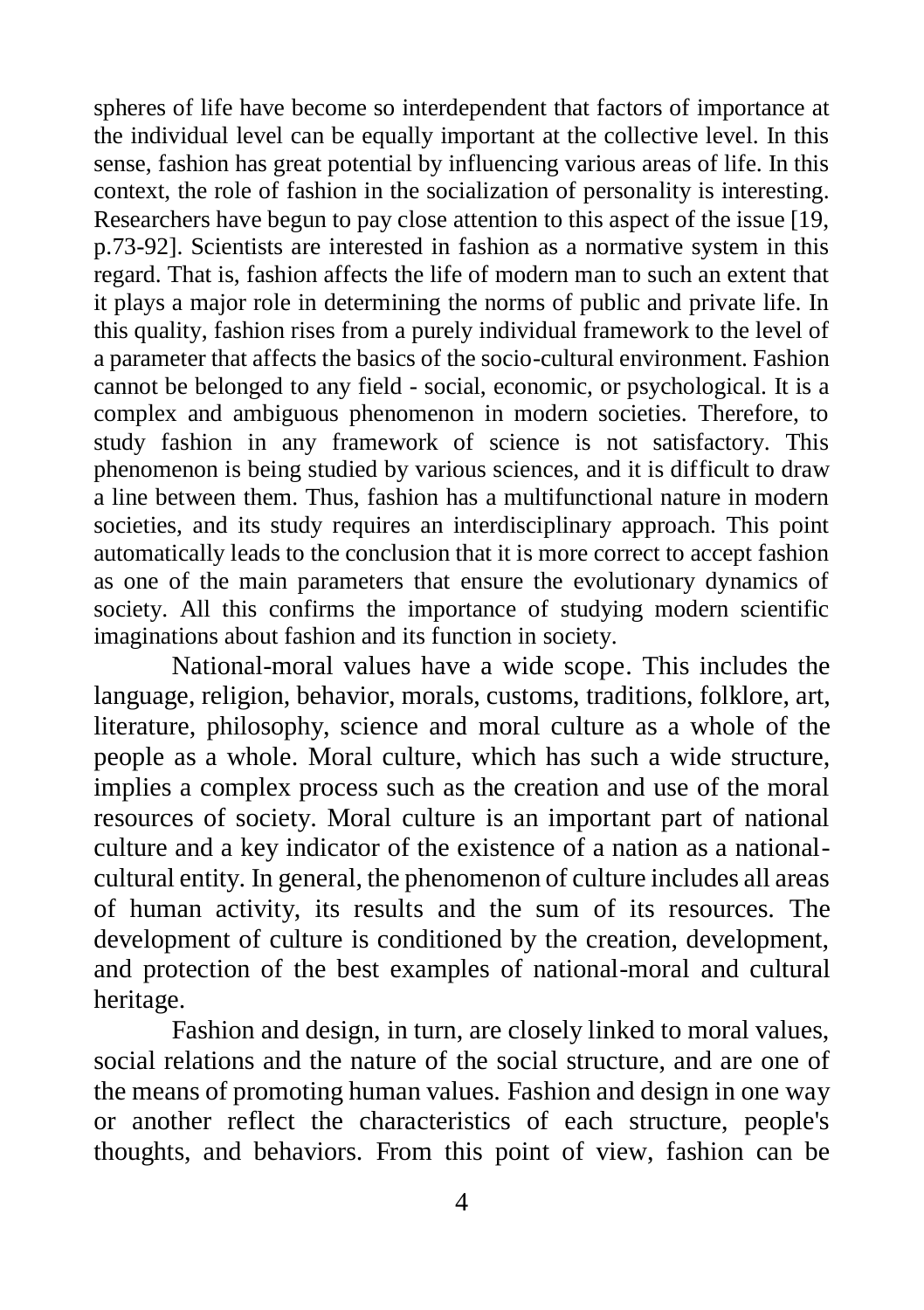spheres of life have become so interdependent that factors of importance at the individual level can be equally important at the collective level. In this sense, fashion has great potential by influencing various areas of life. In this context, the role of fashion in the socialization of personality is interesting. Researchers have begun to pay close attention to this aspect of the issue [19, p.73-92]. Scientists are interested in fashion as a normative system in this regard. That is, fashion affects the life of modern man to such an extent that it plays a major role in determining the norms of public and private life. In this quality, fashion rises from a purely individual framework to the level of a parameter that affects the basics of the socio-cultural environment. Fashion cannot be belonged to any field - social, economic, or psychological. It is a complex and ambiguous phenomenon in modern societies. Therefore, to study fashion in any framework of science is not satisfactory. This phenomenon is being studied by various sciences, and it is difficult to draw a line between them. Thus, fashion has a multifunctional nature in modern societies, and its study requires an interdisciplinary approach. This point automatically leads to the conclusion that it is more correct to accept fashion as one of the main parameters that ensure the evolutionary dynamics of society. All this confirms the importance of studying modern scientific imaginations about fashion and its function in society.

National-moral values have a wide scope. This includes the language, religion, behavior, morals, customs, traditions, folklore, art, literature, philosophy, science and moral culture as a whole of the people as a whole. Moral culture, which has such a wide structure, implies a complex process such as the creation and use of the moral resources of society. Moral culture is an important part of national culture and a key indicator of the existence of a nation as a national-cultural entity. In general, the phenomenon of culture includes all areas of human activity, its results and the sum of its resources. The development of culture is conditioned by the creation, development, and protection of the best examples of national-moral and cultural heritage.

Fashion and design, in turn, are closely linked to moral values, social relations and the nature of the social structure, and are one of the means of promoting human values. Fashion and design in one way or another reflect the characteristics of each structure, people's thoughts, and behaviors. From this point of view, fashion can be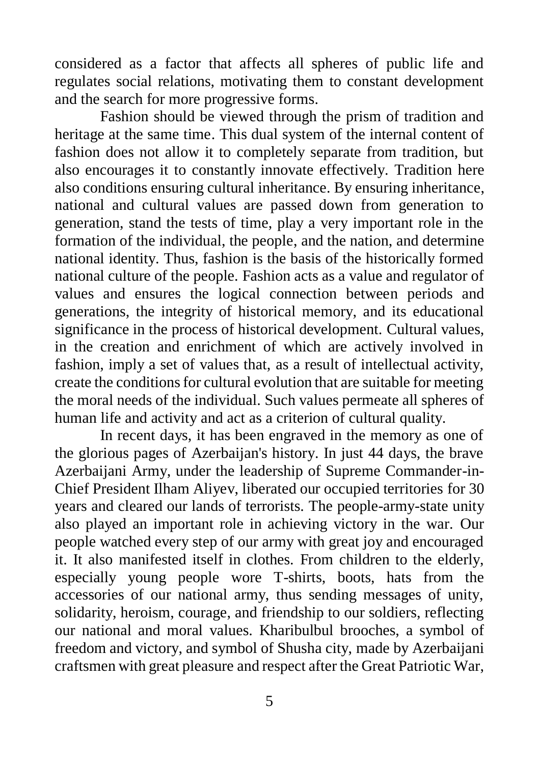considered as a factor that affects all spheres of public life and regulates social relations, motivating them to constant development and the search for more progressive forms.

Fashion should be viewed through the prism of tradition and heritage at the same time. This dual system of the internal content of fashion does not allow it to completely separate from tradition, but also encourages it to constantly innovate effectively. Tradition here also conditions ensuring cultural inheritance. By ensuring inheritance, national and cultural values are passed down from generation to generation, stand the tests of time, play a very important role in the formation of the individual, the people, and the nation, and determine national identity. Thus, fashion is the basis of the historically formed national culture of the people. Fashion acts as a value and regulator of values and ensures the logical connection between periods and generations, the integrity of historical memory, and its educational significance in the process of historical development. Cultural values, in the creation and enrichment of which are actively involved in fashion, imply a set of values that, as a result of intellectual activity, create the conditions for cultural evolution that are suitable for meeting the moral needs of the individual. Such values permeate all spheres of human life and activity and act as a criterion of cultural quality.

In recent days, it has been engraved in the memory as one of the glorious pages of Azerbaijan's history. In just 44 days, the brave Azerbaijani Army, under the leadership of Supreme Commander-in-Chief President Ilham Aliyev, liberated our occupied territories for 30 years and cleared our lands of terrorists. The people-army-state unity also played an important role in achieving victory in the war. Our people watched every step of our army with great joy and encouraged it. It also manifested itself in clothes. From children to the elderly, especially young people wore T-shirts, boots, hats from the accessories of our national army, thus sending messages of unity, solidarity, heroism, courage, and friendship to our soldiers, reflecting our national and moral values. Kharibulbul brooches, a symbol of freedom and victory, and symbol of Shusha city, made by Azerbaijani craftsmen with great pleasure and respect after the Great Patriotic War,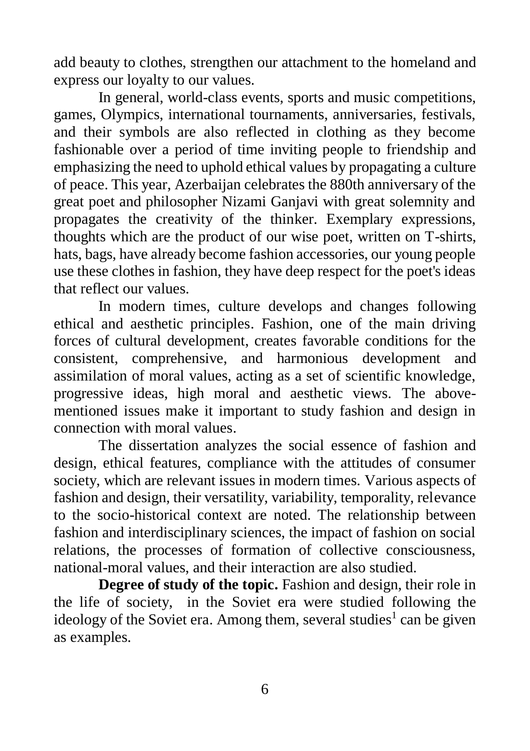add beauty to clothes, strengthen our attachment to the homeland and express our loyalty to our values.

In general, world-class events, sports and music competitions, games, Olympics, international tournaments, anniversaries, festivals, and their symbols are also reflected in clothing as they become fashionable over a period of time inviting people to friendship and emphasizing the need to uphold ethical values by propagating a culture of peace. This year, Azerbaijan celebrates the 880th anniversary of the great poet and philosopher Nizami Ganjavi with great solemnity and propagates the creativity of the thinker. Exemplary expressions, thoughts which are the product of our wise poet, written on T-shirts, hats, bags, have already become fashion accessories, our young people use these clothes in fashion, they have deep respect for the poet's ideas that reflect our values.

In modern times, culture develops and changes following ethical and aesthetic principles. Fashion, one of the main driving forces of cultural development, creates favorable conditions for the consistent, comprehensive, and harmonious development and assimilation of moral values, acting as a set of scientific knowledge, progressive ideas, high moral and aesthetic views. The above-mentioned issues make it important to study fashion and design in connection with moral values.

The dissertation analyzes the social essence of fashion and design, ethical features, compliance with the attitudes of consumer society, which are relevant issues in modern times. Various aspects of fashion and design, their versatility, variability, temporality, relevance to the socio-historical context are noted. The relationship between fashion and interdisciplinary sciences, the impact of fashion on social relations, the processes of formation of collective consciousness, national-moral values, and their interaction are also studied.

**Degree of study of the topic.** Fashion and design, their role in the life of society, in the Soviet era were studied following the ideology of the Soviet era. Among them, several studies[1] can be given as examples.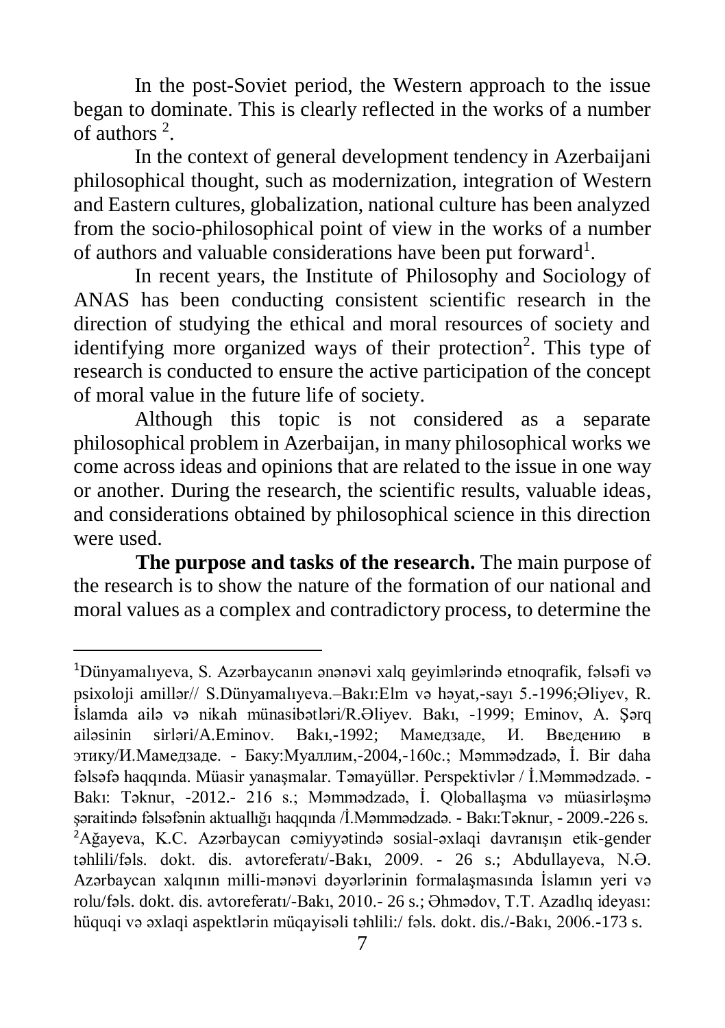In the post-Soviet period, the Western approach to the issue began to dominate. This is clearly reflected in the works of a number of authors [2].

In the context of general development tendency in Azerbaijani philosophical thought, such as modernization, integration of Western and Eastern cultures, globalization, national culture has been analyzed from the socio-philosophical point of view in the works of a number of authors and valuable considerations have been put forward[1].

In recent years, the Institute of Philosophy and Sociology of ANAS has been conducting consistent scientific research in the direction of studying the ethical and moral resources of society and identifying more organized ways of their protection[2]. This type of research is conducted to ensure the active participation of the concept of moral value in the future life of society.

Although this topic is not considered as a separate philosophical problem in Azerbaijan, in many philosophical works we come across ideas and opinions that are related to the issue in one way or another. During the research, the scientific results, valuable ideas, and considerations obtained by philosophical science in this direction were used.

**The purpose and tasks of the research.** The main purpose of the research is to show the nature of the formation of our national and moral values as a complex and contradictory process, to determine the

---

[1]Dünyamalıyeva, S. Azərbaycanın ənənəvi xalq geyimlərində etnoqrafik, fəlsəfi və psixoloji amillər// S.Dünyamalıyeva.–Bakı:Elm və həyat,-sayı 5.-1996;Əliyev, R. İslamda ailə və nikah münasibətləri/R.Əliyev. Bakı, -1999; Eminov, A. Şərq ailəsinin sirləri/A.Eminov. Bakı,-1992; Мамедзаде, И. Введению в этику/И.Мамедзаде. - Баку:Муаллим,-2004,-160с.; Məmmədzadə, İ. Bir daha fəlsəfə haqqında. Müasir yanaşmalar. Təmayüllər. Perspektivlər / İ.Məmmədzadə. - Bakı: Təknur, -2012.- 216 s.; Məmmədzadə, İ. Qloballaşma və müasirləşmə şəraitində fəlsəfənin aktuallığı haqqında /İ.Məmmədzadə. - Bakı:Təknur, - 2009.-226 s.

[2]Ağayeva, K.C. Azərbaycan cəmiyyətində sosial-əxlaqi davranışın etik-gender təhlili/fəls. dokt. dis. avtoreferatı/-Bakı, 2009. - 26 s.; Abdullayeva, N.Ə. Azərbaycan xalqının milli-mənəvi dəyərlərinin formalaşmasında İslamın yeri və rolu/fəls. dokt. dis. avtoreferatı/-Bakı, 2010.- 26 s.; Əhmədov, T.T. Azadlıq ideyası: hüquqi və əxlaqi aspektlərin müqayisəli təhlili:/ fəls. dokt. dis./-Bakı, 2006.-173 s.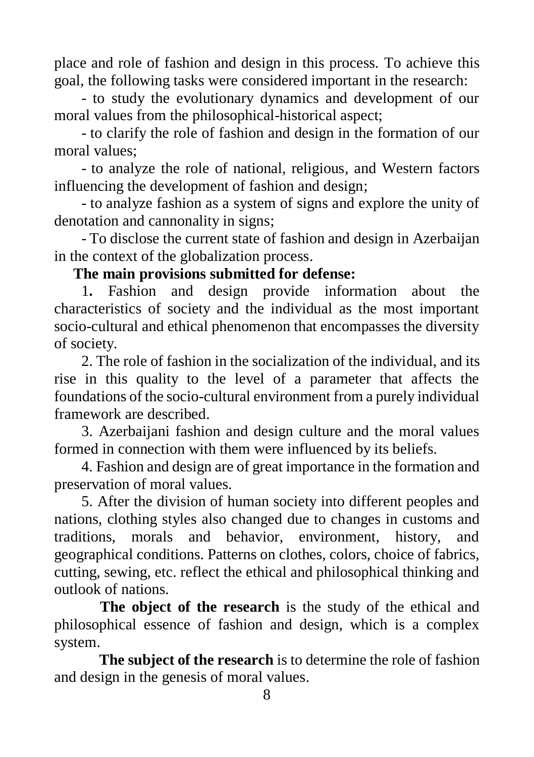place and role of fashion and design in this process. To achieve this goal, the following tasks were considered important in the research:

- to study the evolutionary dynamics and development of our moral values from the philosophical-historical aspect;
- to clarify the role of fashion and design in the formation of our moral values;
- to analyze the role of national, religious, and Western factors influencing the development of fashion and design;
- to analyze fashion as a system of signs and explore the unity of denotation and cannonality in signs;
- To disclose the current state of fashion and design in Azerbaijan in the context of the globalization process.

**The main provisions submitted for defense:**

1. Fashion and design provide information about the characteristics of society and the individual as the most important socio-cultural and ethical phenomenon that encompasses the diversity of society.
2. The role of fashion in the socialization of the individual, and its rise in this quality to the level of a parameter that affects the foundations of the socio-cultural environment from a purely individual framework are described.
3. Azerbaijani fashion and design culture and the moral values formed in connection with them were influenced by its beliefs.
4. Fashion and design are of great importance in the formation and preservation of moral values.
5. After the division of human society into different peoples and nations, clothing styles also changed due to changes in customs and traditions, morals and behavior, environment, history, and geographical conditions. Patterns on clothes, colors, choice of fabrics, cutting, sewing, etc. reflect the ethical and philosophical thinking and outlook of nations.

**The object of the research** is the study of the ethical and philosophical essence of fashion and design, which is a complex system.

**The subject of the research** is to determine the role of fashion and design in the genesis of moral values.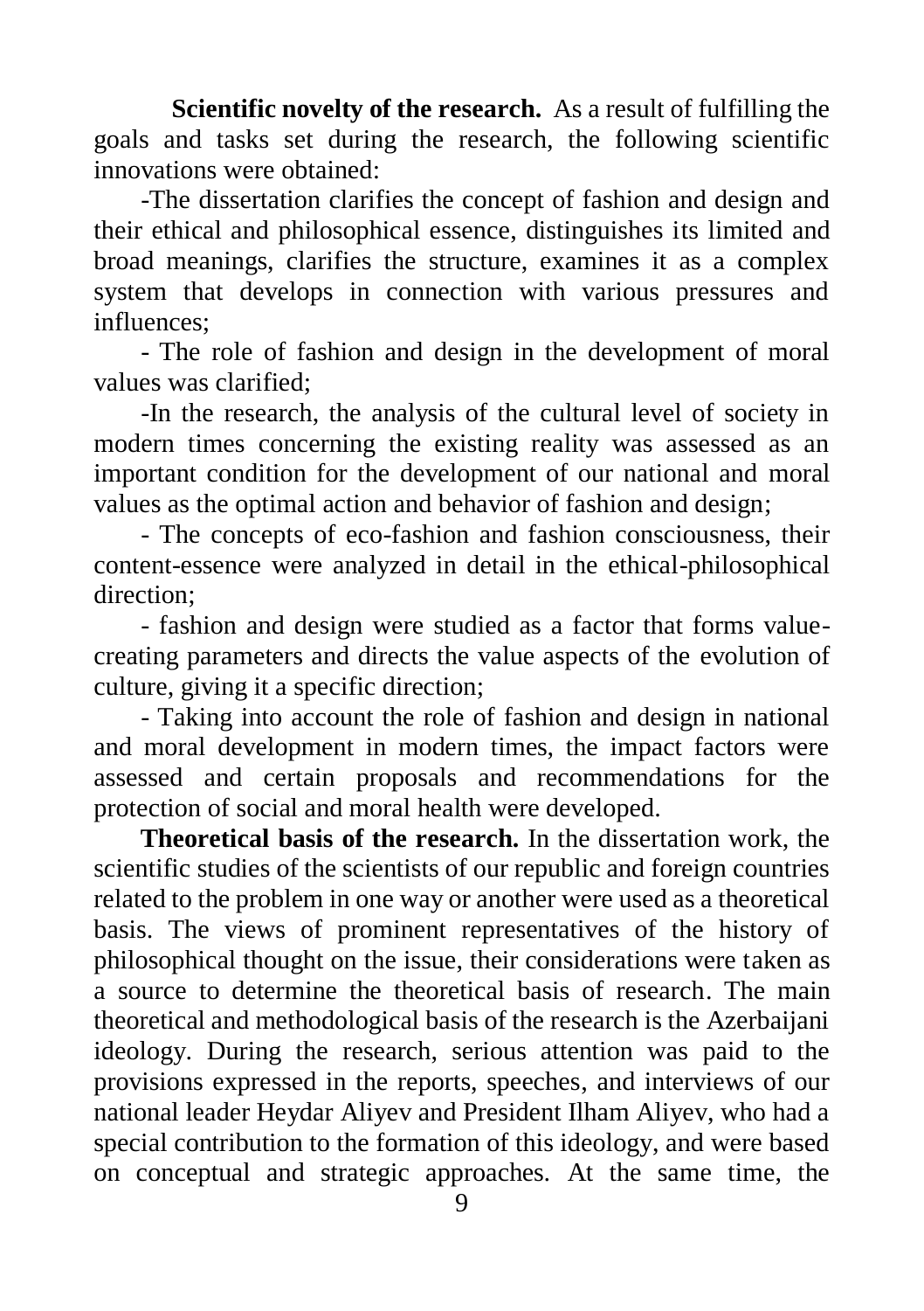**Scientific novelty of the research.** As a result of fulfilling the goals and tasks set during the research, the following scientific innovations were obtained:

-The dissertation clarifies the concept of fashion and design and their ethical and philosophical essence, distinguishes its limited and broad meanings, clarifies the structure, examines it as a complex system that develops in connection with various pressures and influences;

- The role of fashion and design in the development of moral values was clarified;

-In the research, the analysis of the cultural level of society in modern times concerning the existing reality was assessed as an important condition for the development of our national and moral values as the optimal action and behavior of fashion and design;

- The concepts of eco-fashion and fashion consciousness, their content-essence were analyzed in detail in the ethical-philosophical direction;

- fashion and design were studied as a factor that forms value-creating parameters and directs the value aspects of the evolution of culture, giving it a specific direction;

- Taking into account the role of fashion and design in national and moral development in modern times, the impact factors were assessed and certain proposals and recommendations for the protection of social and moral health were developed.

**Theoretical basis of the research.** In the dissertation work, the scientific studies of the scientists of our republic and foreign countries related to the problem in one way or another were used as a theoretical basis. The views of prominent representatives of the history of philosophical thought on the issue, their considerations were taken as a source to determine the theoretical basis of research. The main theoretical and methodological basis of the research is the Azerbaijani ideology. During the research, serious attention was paid to the provisions expressed in the reports, speeches, and interviews of our national leader Heydar Aliyev and President Ilham Aliyev, who had a special contribution to the formation of this ideology, and were based on conceptual and strategic approaches. At the same time, the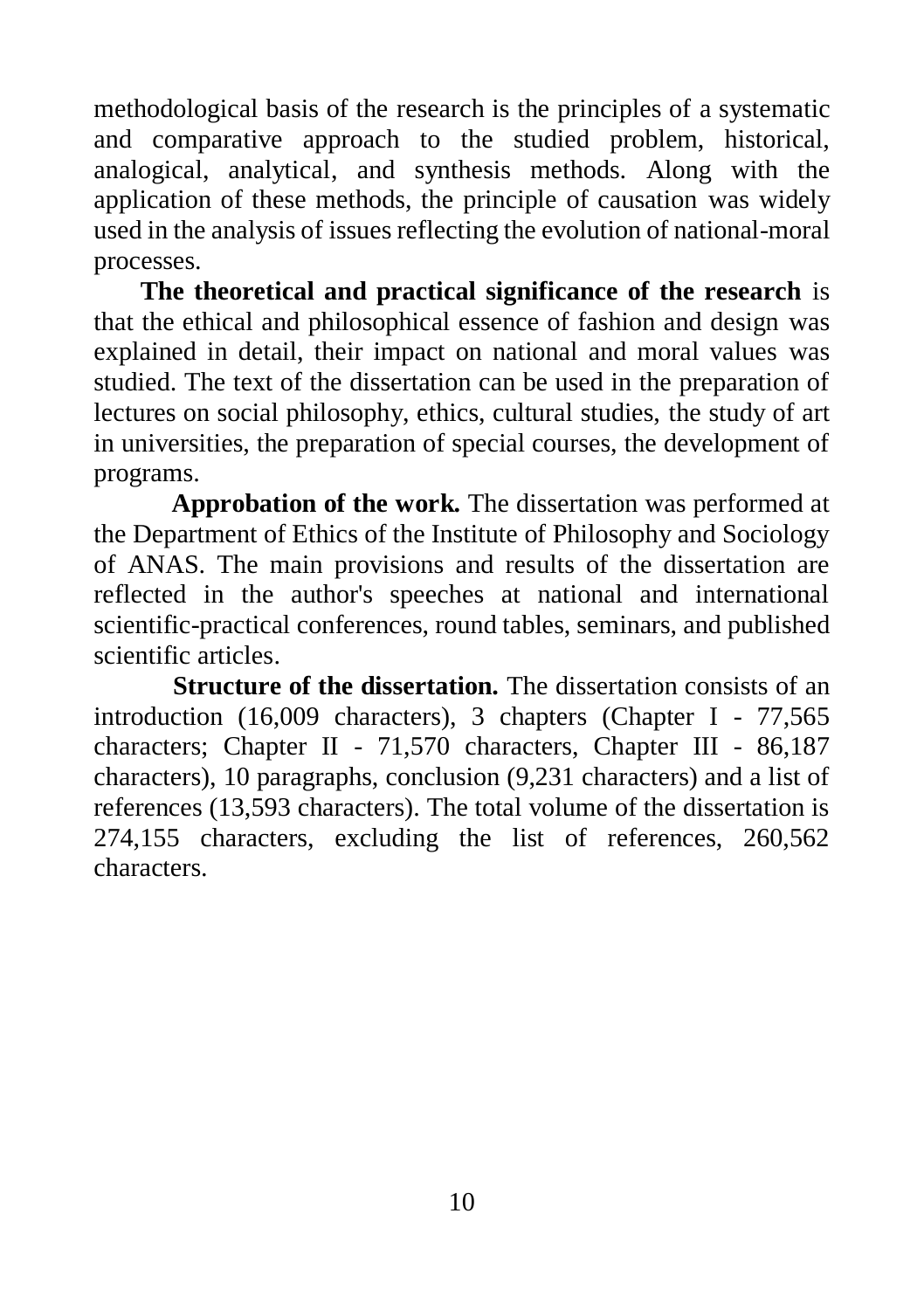methodological basis of the research is the principles of a systematic and comparative approach to the studied problem, historical, analogical, analytical, and synthesis methods. Along with the application of these methods, the principle of causation was widely used in the analysis of issues reflecting the evolution of national-moral processes.

**The theoretical and practical significance of the research** is that the ethical and philosophical essence of fashion and design was explained in detail, their impact on national and moral values was studied. The text of the dissertation can be used in the preparation of lectures on social philosophy, ethics, cultural studies, the study of art in universities, the preparation of special courses, the development of programs.

**Approbation of the work.** The dissertation was performed at the Department of Ethics of the Institute of Philosophy and Sociology of ANAS. The main provisions and results of the dissertation are reflected in the author's speeches at national and international scientific-practical conferences, round tables, seminars, and published scientific articles.

**Structure of the dissertation.** The dissertation consists of an introduction (16,009 characters), 3 chapters (Chapter I - 77,565 characters; Chapter II - 71,570 characters, Chapter III - 86,187 characters), 10 paragraphs, conclusion (9,231 characters) and a list of references (13,593 characters). The total volume of the dissertation is 274,155 characters, excluding the list of references, 260,562 characters.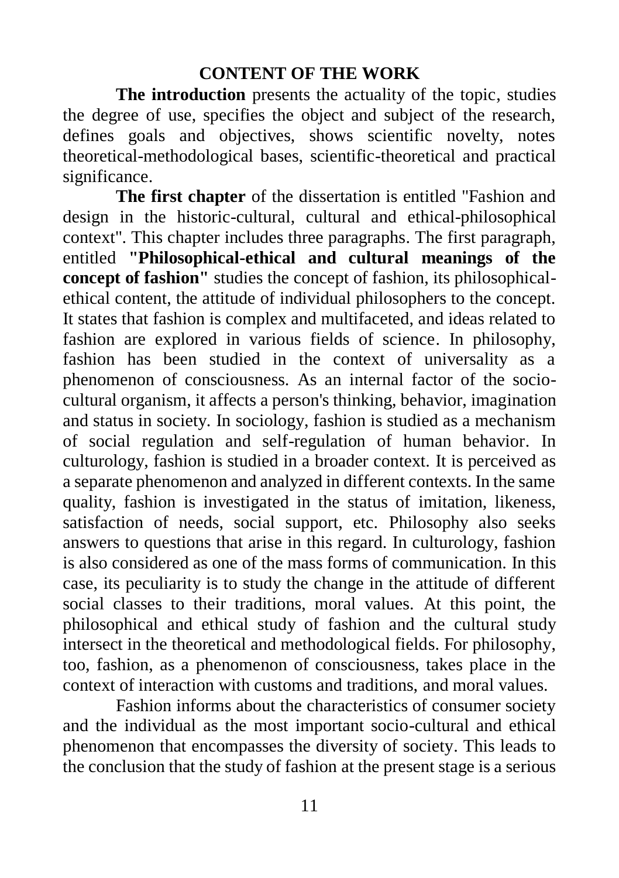## CONTENT OF THE WORK

**The introduction** presents the actuality of the topic, studies the degree of use, specifies the object and subject of the research, defines goals and objectives, shows scientific novelty, notes theoretical-methodological bases, scientific-theoretical and practical significance.

**The first chapter** of the dissertation is entitled "Fashion and design in the historic-cultural, cultural and ethical-philosophical context". This chapter includes three paragraphs. The first paragraph, entitled **"Philosophical-ethical and cultural meanings of the concept of fashion"** studies the concept of fashion, its philosophical-ethical content, the attitude of individual philosophers to the concept. It states that fashion is complex and multifaceted, and ideas related to fashion are explored in various fields of science. In philosophy, fashion has been studied in the context of universality as a phenomenon of consciousness. As an internal factor of the socio-cultural organism, it affects a person's thinking, behavior, imagination and status in society. In sociology, fashion is studied as a mechanism of social regulation and self-regulation of human behavior. In culturology, fashion is studied in a broader context. It is perceived as a separate phenomenon and analyzed in different contexts. In the same quality, fashion is investigated in the status of imitation, likeness, satisfaction of needs, social support, etc. Philosophy also seeks answers to questions that arise in this regard. In culturology, fashion is also considered as one of the mass forms of communication. In this case, its peculiarity is to study the change in the attitude of different social classes to their traditions, moral values. At this point, the philosophical and ethical study of fashion and the cultural study intersect in the theoretical and methodological fields. For philosophy, too, fashion, as a phenomenon of consciousness, takes place in the context of interaction with customs and traditions, and moral values.

Fashion informs about the characteristics of consumer society and the individual as the most important socio-cultural and ethical phenomenon that encompasses the diversity of society. This leads to the conclusion that the study of fashion at the present stage is a serious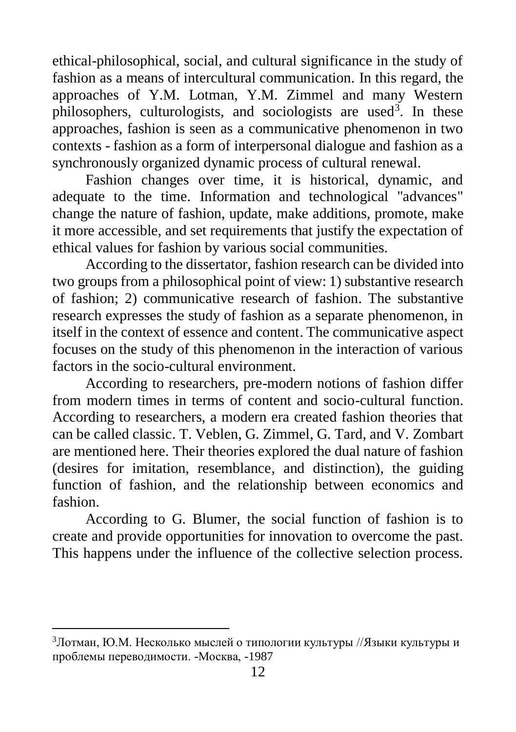ethical-philosophical, social, and cultural significance in the study of fashion as a means of intercultural communication. In this regard, the approaches of Y.M. Lotman, Y.M. Zimmel and many Western philosophers, culturologists, and sociologists are used[3]. In these approaches, fashion is seen as a communicative phenomenon in two contexts - fashion as a form of interpersonal dialogue and fashion as a synchronously organized dynamic process of cultural renewal.

Fashion changes over time, it is historical, dynamic, and adequate to the time. Information and technological "advances" change the nature of fashion, update, make additions, promote, make it more accessible, and set requirements that justify the expectation of ethical values for fashion by various social communities.

According to the dissertator, fashion research can be divided into two groups from a philosophical point of view: 1) substantive research of fashion; 2) communicative research of fashion. The substantive research expresses the study of fashion as a separate phenomenon, in itself in the context of essence and content. The communicative aspect focuses on the study of this phenomenon in the interaction of various factors in the socio-cultural environment.

According to researchers, pre-modern notions of fashion differ from modern times in terms of content and socio-cultural function. According to researchers, a modern era created fashion theories that can be called classic. T. Veblen, G. Zimmel, G. Tard, and V. Zombart are mentioned here. Their theories explored the dual nature of fashion (desires for imitation, resemblance, and distinction), the guiding function of fashion, and the relationship between economics and fashion.

According to G. Blumer, the social function of fashion is to create and provide opportunities for innovation to overcome the past. This happens under the influence of the collective selection process.

---

[3]Лотман, Ю.М. Несколько мыслей о типологии культуры //Языки культуры и проблемы переводимости. -Москва, -1987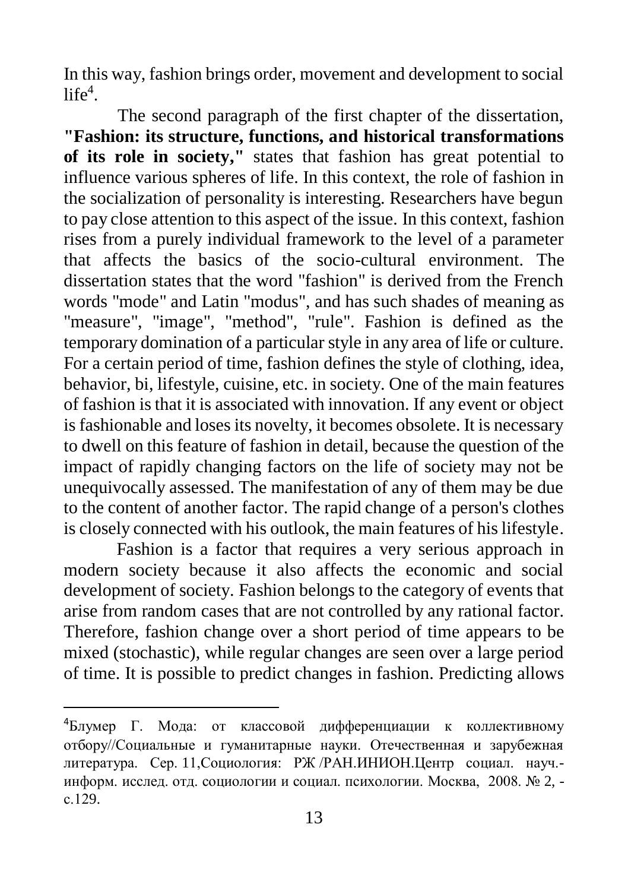In this way, fashion brings order, movement and development to social life[4].

The second paragraph of the first chapter of the dissertation, **"Fashion: its structure, functions, and historical transformations of its role in society,"** states that fashion has great potential to influence various spheres of life. In this context, the role of fashion in the socialization of personality is interesting. Researchers have begun to pay close attention to this aspect of the issue. In this context, fashion rises from a purely individual framework to the level of a parameter that affects the basics of the socio-cultural environment. The dissertation states that the word "fashion" is derived from the French words "mode" and Latin "modus", and has such shades of meaning as "measure", "image", "method", "rule". Fashion is defined as the temporary domination of a particular style in any area of life or culture. For a certain period of time, fashion defines the style of clothing, idea, behavior, bi, lifestyle, cuisine, etc. in society. One of the main features of fashion is that it is associated with innovation. If any event or object is fashionable and loses its novelty, it becomes obsolete. It is necessary to dwell on this feature of fashion in detail, because the question of the impact of rapidly changing factors on the life of society may not be unequivocally assessed. The manifestation of any of them may be due to the content of another factor. The rapid change of a person's clothes is closely connected with his outlook, the main features of his lifestyle.

Fashion is a factor that requires a very serious approach in modern society because it also affects the economic and social development of society. Fashion belongs to the category of events that arise from random cases that are not controlled by any rational factor. Therefore, fashion change over a short period of time appears to be mixed (stochastic), while regular changes are seen over a large period of time. It is possible to predict changes in fashion. Predicting allows

---

[4]Блумер Г. Мода: от классовой дифференциации к коллективному отбору//Социальные и гуманитарные науки. Отечественная и зарубежная литература. Сер. 11,Социология: РЖ /РАН.ИНИОН.Центр социал. науч.-информ. исслед. отд. социологии и социал. психологии. Москва, 2008. № 2, - с.129.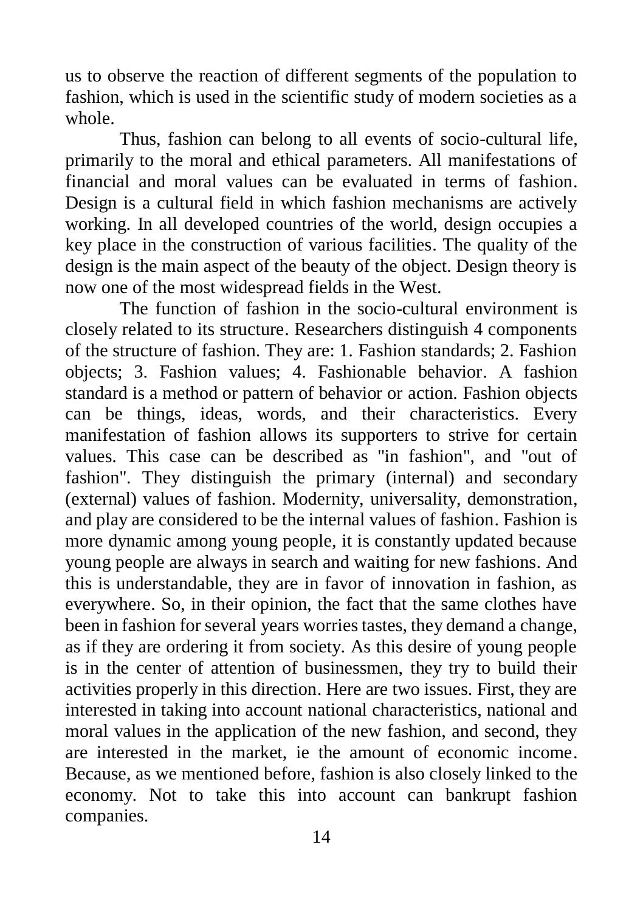us to observe the reaction of different segments of the population to fashion, which is used in the scientific study of modern societies as a whole.

Thus, fashion can belong to all events of socio-cultural life, primarily to the moral and ethical parameters. All manifestations of financial and moral values can be evaluated in terms of fashion. Design is a cultural field in which fashion mechanisms are actively working. In all developed countries of the world, design occupies a key place in the construction of various facilities. The quality of the design is the main aspect of the beauty of the object. Design theory is now one of the most widespread fields in the West.

The function of fashion in the socio-cultural environment is closely related to its structure. Researchers distinguish 4 components of the structure of fashion. They are: 1. Fashion standards; 2. Fashion objects; 3. Fashion values; 4. Fashionable behavior. A fashion standard is a method or pattern of behavior or action. Fashion objects can be things, ideas, words, and their characteristics. Every manifestation of fashion allows its supporters to strive for certain values. This case can be described as "in fashion", and "out of fashion". They distinguish the primary (internal) and secondary (external) values of fashion. Modernity, universality, demonstration, and play are considered to be the internal values of fashion. Fashion is more dynamic among young people, it is constantly updated because young people are always in search and waiting for new fashions. And this is understandable, they are in favor of innovation in fashion, as everywhere. So, in their opinion, the fact that the same clothes have been in fashion for several years worries tastes, they demand a change, as if they are ordering it from society. As this desire of young people is in the center of attention of businessmen, they try to build their activities properly in this direction. Here are two issues. First, they are interested in taking into account national characteristics, national and moral values in the application of the new fashion, and second, they are interested in the market, ie the amount of economic income. Because, as we mentioned before, fashion is also closely linked to the economy. Not to take this into account can bankrupt fashion companies.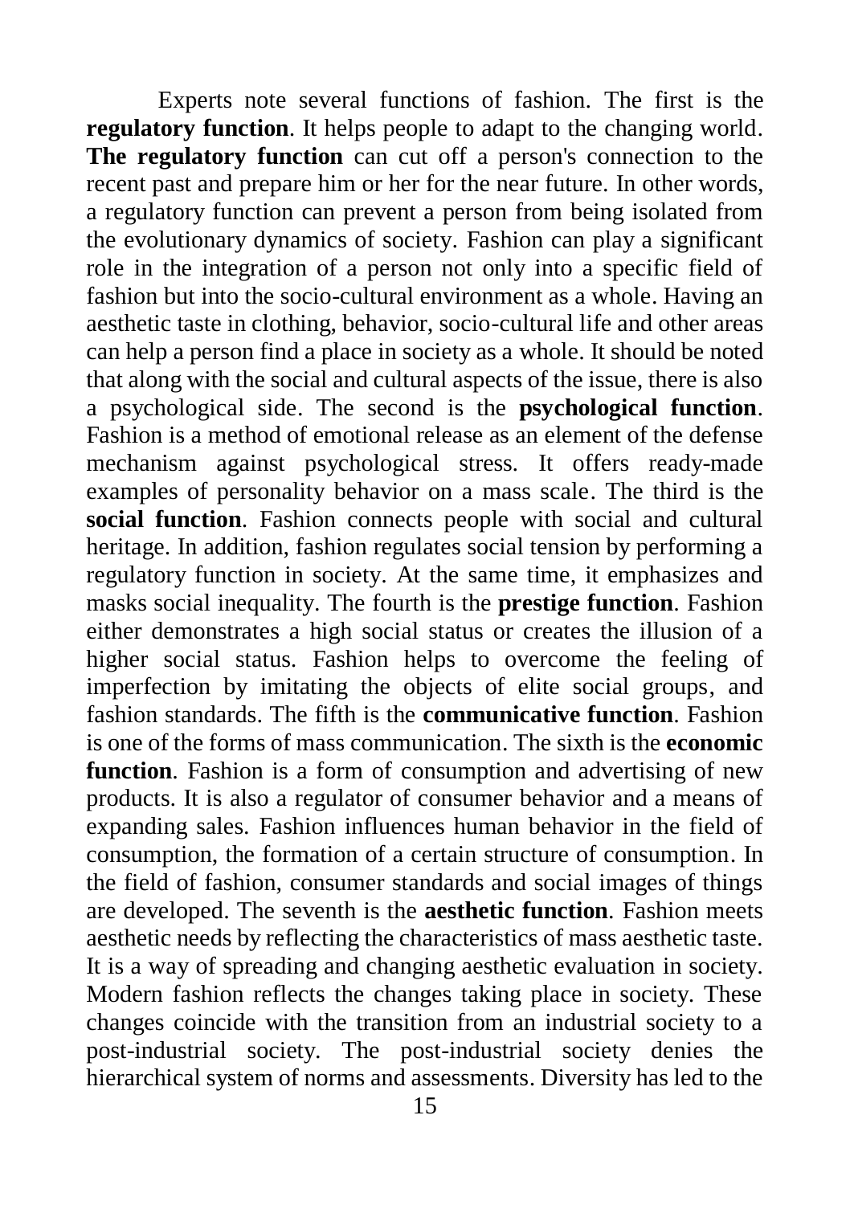Experts note several functions of fashion. The first is the **regulatory function**. It helps people to adapt to the changing world. **The regulatory function** can cut off a person's connection to the recent past and prepare him or her for the near future. In other words, a regulatory function can prevent a person from being isolated from the evolutionary dynamics of society. Fashion can play a significant role in the integration of a person not only into a specific field of fashion but into the socio-cultural environment as a whole. Having an aesthetic taste in clothing, behavior, socio-cultural life and other areas can help a person find a place in society as a whole. It should be noted that along with the social and cultural aspects of the issue, there is also a psychological side. The second is the **psychological function**. Fashion is a method of emotional release as an element of the defense mechanism against psychological stress. It offers ready-made examples of personality behavior on a mass scale. The third is the **social function**. Fashion connects people with social and cultural heritage. In addition, fashion regulates social tension by performing a regulatory function in society. At the same time, it emphasizes and masks social inequality. The fourth is the **prestige function**. Fashion either demonstrates a high social status or creates the illusion of a higher social status. Fashion helps to overcome the feeling of imperfection by imitating the objects of elite social groups, and fashion standards. The fifth is the **communicative function**. Fashion is one of the forms of mass communication. The sixth is the **economic function**. Fashion is a form of consumption and advertising of new products. It is also a regulator of consumer behavior and a means of expanding sales. Fashion influences human behavior in the field of consumption, the formation of a certain structure of consumption. In the field of fashion, consumer standards and social images of things are developed. The seventh is the **aesthetic function**. Fashion meets aesthetic needs by reflecting the characteristics of mass aesthetic taste. It is a way of spreading and changing aesthetic evaluation in society. Modern fashion reflects the changes taking place in society. These changes coincide with the transition from an industrial society to a post-industrial society. The post-industrial society denies the hierarchical system of norms and assessments. Diversity has led to the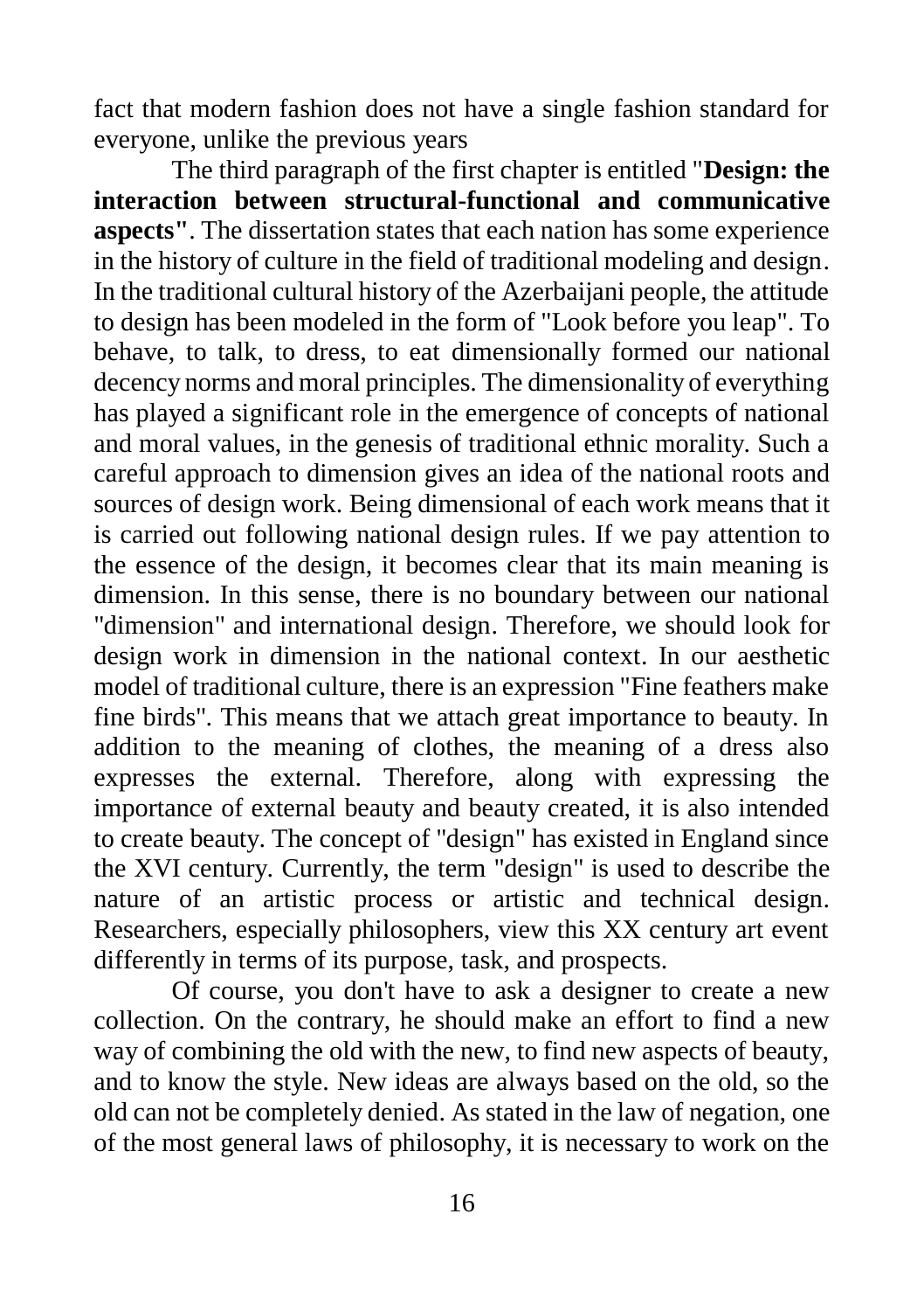fact that modern fashion does not have a single fashion standard for everyone, unlike the previous years

The third paragraph of the first chapter is entitled "**Design: the interaction between structural-functional and communicative aspects"**. The dissertation states that each nation has some experience in the history of culture in the field of traditional modeling and design. In the traditional cultural history of the Azerbaijani people, the attitude to design has been modeled in the form of "Look before you leap". To behave, to talk, to dress, to eat dimensionally formed our national decency norms and moral principles. The dimensionality of everything has played a significant role in the emergence of concepts of national and moral values, in the genesis of traditional ethnic morality. Such a careful approach to dimension gives an idea of the national roots and sources of design work. Being dimensional of each work means that it is carried out following national design rules. If we pay attention to the essence of the design, it becomes clear that its main meaning is dimension. In this sense, there is no boundary between our national "dimension" and international design. Therefore, we should look for design work in dimension in the national context. In our aesthetic model of traditional culture, there is an expression "Fine feathers make fine birds". This means that we attach great importance to beauty. In addition to the meaning of clothes, the meaning of a dress also expresses the external. Therefore, along with expressing the importance of external beauty and beauty created, it is also intended to create beauty. The concept of "design" has existed in England since the XVI century. Currently, the term "design" is used to describe the nature of an artistic process or artistic and technical design. Researchers, especially philosophers, view this XX century art event differently in terms of its purpose, task, and prospects.

Of course, you don't have to ask a designer to create a new collection. On the contrary, he should make an effort to find a new way of combining the old with the new, to find new aspects of beauty, and to know the style. New ideas are always based on the old, so the old can not be completely denied. As stated in the law of negation, one of the most general laws of philosophy, it is necessary to work on the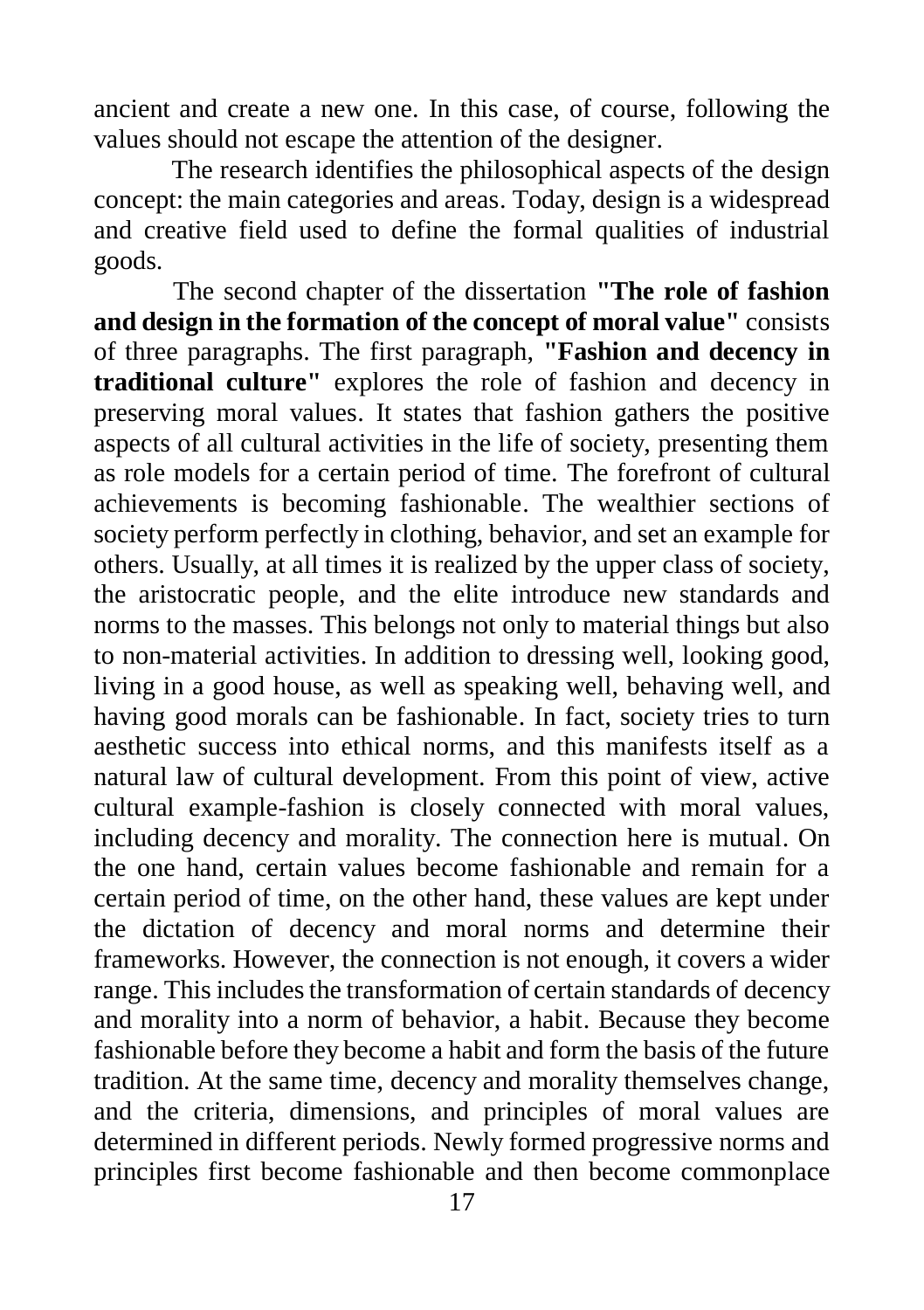ancient and create a new one. In this case, of course, following the values should not escape the attention of the designer.

The research identifies the philosophical aspects of the design concept: the main categories and areas. Today, design is a widespread and creative field used to define the formal qualities of industrial goods.

The second chapter of the dissertation **"The role of fashion and design in the formation of the concept of moral value"** consists of three paragraphs. The first paragraph, **"Fashion and decency in traditional culture"** explores the role of fashion and decency in preserving moral values. It states that fashion gathers the positive aspects of all cultural activities in the life of society, presenting them as role models for a certain period of time. The forefront of cultural achievements is becoming fashionable. The wealthier sections of society perform perfectly in clothing, behavior, and set an example for others. Usually, at all times it is realized by the upper class of society, the aristocratic people, and the elite introduce new standards and norms to the masses. This belongs not only to material things but also to non-material activities. In addition to dressing well, looking good, living in a good house, as well as speaking well, behaving well, and having good morals can be fashionable. In fact, society tries to turn aesthetic success into ethical norms, and this manifests itself as a natural law of cultural development. From this point of view, active cultural example-fashion is closely connected with moral values, including decency and morality. The connection here is mutual. On the one hand, certain values become fashionable and remain for a certain period of time, on the other hand, these values are kept under the dictation of decency and moral norms and determine their frameworks. However, the connection is not enough, it covers a wider range. This includes the transformation of certain standards of decency and morality into a norm of behavior, a habit. Because they become fashionable before they become a habit and form the basis of the future tradition. At the same time, decency and morality themselves change, and the criteria, dimensions, and principles of moral values are determined in different periods. Newly formed progressive norms and principles first become fashionable and then become commonplace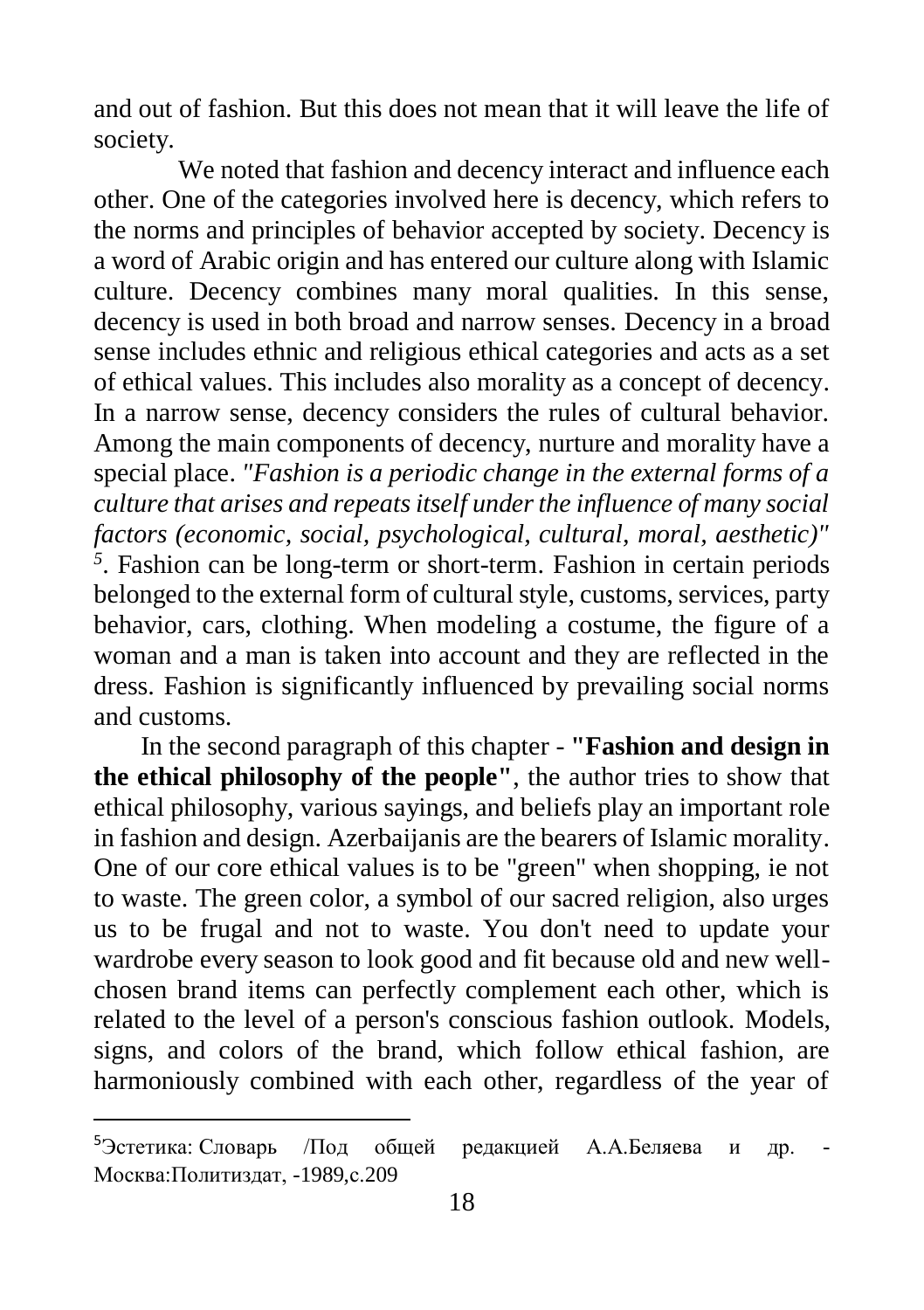and out of fashion. But this does not mean that it will leave the life of society.

We noted that fashion and decency interact and influence each other. One of the categories involved here is decency, which refers to the norms and principles of behavior accepted by society. Decency is a word of Arabic origin and has entered our culture along with Islamic culture. Decency combines many moral qualities. In this sense, decency is used in both broad and narrow senses. Decency in a broad sense includes ethnic and religious ethical categories and acts as a set of ethical values. This includes also morality as a concept of decency. In a narrow sense, decency considers the rules of cultural behavior. Among the main components of decency, nurture and morality have a special place. *"Fashion is a periodic change in the external forms of a culture that arises and repeats itself under the influence of many social factors (economic, social, psychological, cultural, moral, aesthetic)"* [5]. Fashion can be long-term or short-term. Fashion in certain periods belonged to the external form of cultural style, customs, services, party behavior, cars, clothing. When modeling a costume, the figure of a woman and a man is taken into account and they are reflected in the dress. Fashion is significantly influenced by prevailing social norms and customs.

In the second paragraph of this chapter - **"Fashion and design in the ethical philosophy of the people"**, the author tries to show that ethical philosophy, various sayings, and beliefs play an important role in fashion and design. Azerbaijanis are the bearers of Islamic morality. One of our core ethical values is to be "green" when shopping, ie not to waste. The green color, a symbol of our sacred religion, also urges us to be frugal and not to waste. You don't need to update your wardrobe every season to look good and fit because old and new well-chosen brand items can perfectly complement each other, which is related to the level of a person's conscious fashion outlook. Models, signs, and colors of the brand, which follow ethical fashion, are harmoniously combined with each other, regardless of the year of

---

[5] Эстетика: Словарь /Под общей редакцией А.А.Беляева и др. - Москва:Политиздат, -1989,с.209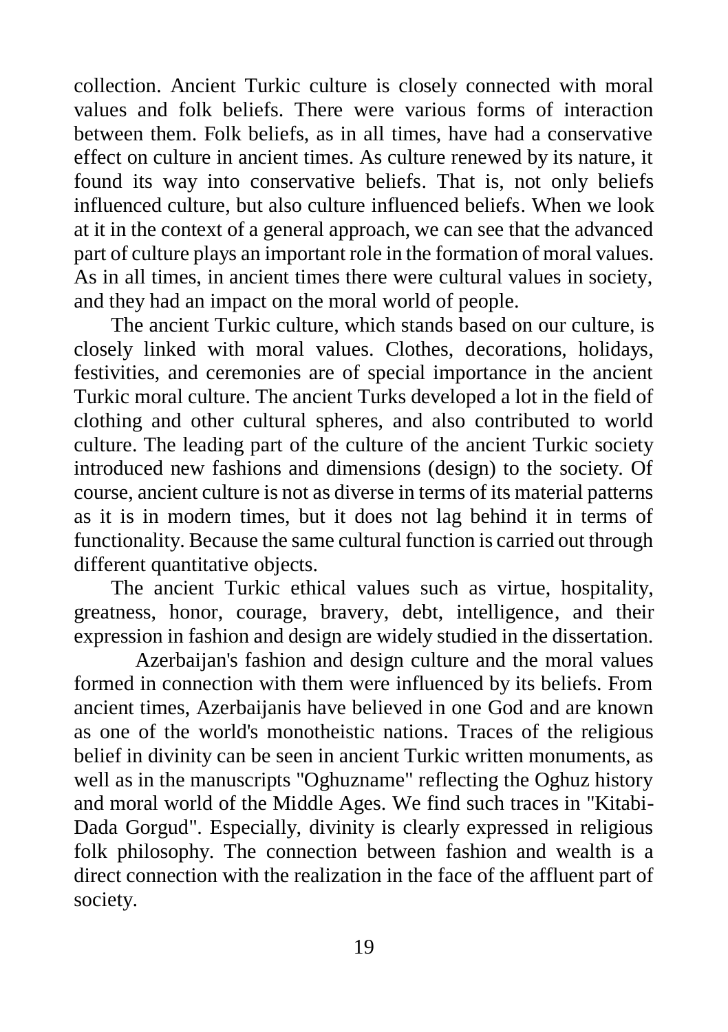collection. Ancient Turkic culture is closely connected with moral values and folk beliefs. There were various forms of interaction between them. Folk beliefs, as in all times, have had a conservative effect on culture in ancient times. As culture renewed by its nature, it found its way into conservative beliefs. That is, not only beliefs influenced culture, but also culture influenced beliefs. When we look at it in the context of a general approach, we can see that the advanced part of culture plays an important role in the formation of moral values. As in all times, in ancient times there were cultural values in society, and they had an impact on the moral world of people.

The ancient Turkic culture, which stands based on our culture, is closely linked with moral values. Clothes, decorations, holidays, festivities, and ceremonies are of special importance in the ancient Turkic moral culture. The ancient Turks developed a lot in the field of clothing and other cultural spheres, and also contributed to world culture. The leading part of the culture of the ancient Turkic society introduced new fashions and dimensions (design) to the society. Of course, ancient culture is not as diverse in terms of its material patterns as it is in modern times, but it does not lag behind it in terms of functionality. Because the same cultural function is carried out through different quantitative objects.

The ancient Turkic ethical values such as virtue, hospitality, greatness, honor, courage, bravery, debt, intelligence, and their expression in fashion and design are widely studied in the dissertation.

Azerbaijan's fashion and design culture and the moral values formed in connection with them were influenced by its beliefs. From ancient times, Azerbaijanis have believed in one God and are known as one of the world's monotheistic nations. Traces of the religious belief in divinity can be seen in ancient Turkic written monuments, as well as in the manuscripts "Oghuzname" reflecting the Oghuz history and moral world of the Middle Ages. We find such traces in "Kitabi-Dada Gorgud". Especially, divinity is clearly expressed in religious folk philosophy. The connection between fashion and wealth is a direct connection with the realization in the face of the affluent part of society.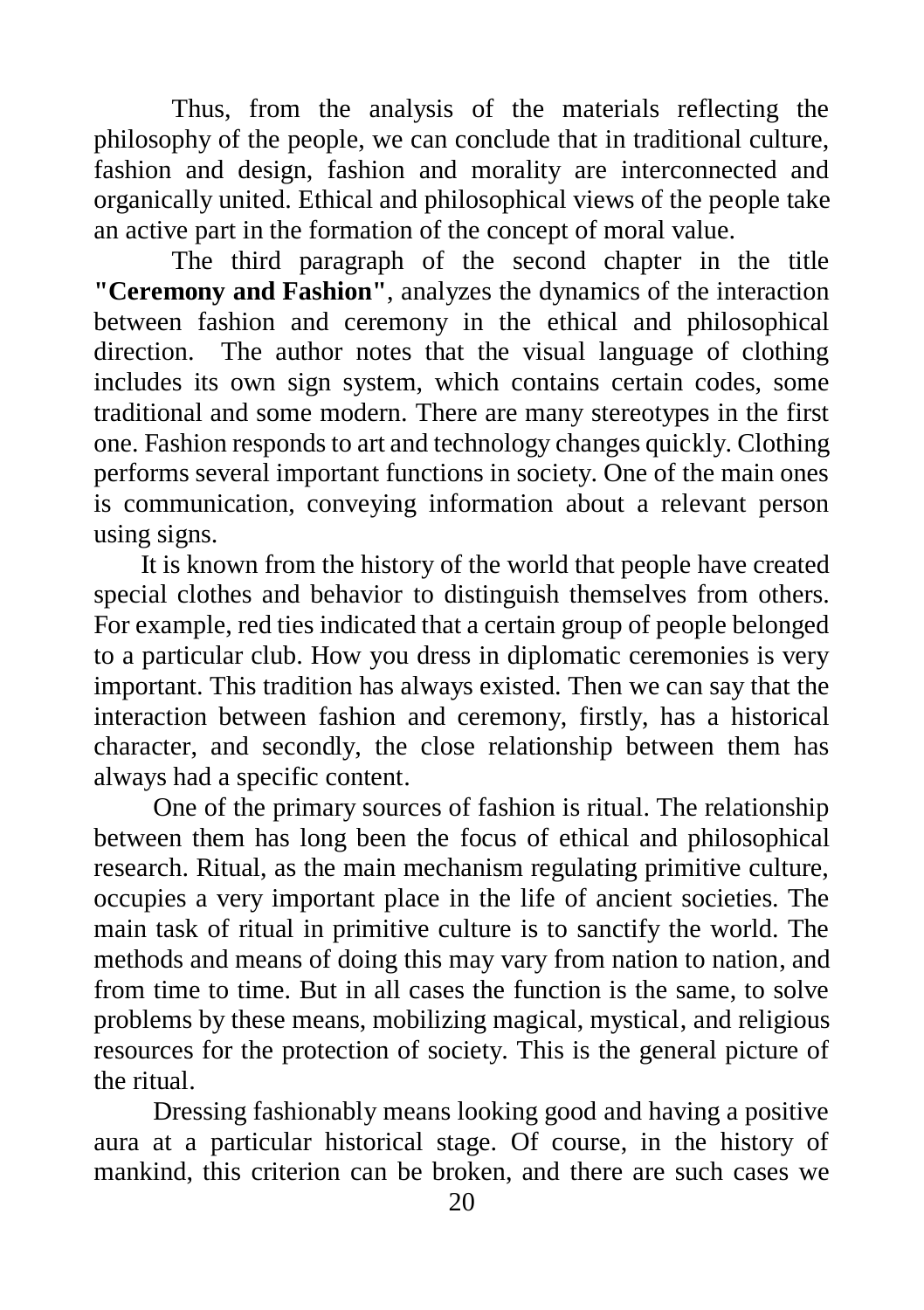Thus, from the analysis of the materials reflecting the philosophy of the people, we can conclude that in traditional culture, fashion and design, fashion and morality are interconnected and organically united. Ethical and philosophical views of the people take an active part in the formation of the concept of moral value.

The third paragraph of the second chapter in the title **"Ceremony and Fashion"**, analyzes the dynamics of the interaction between fashion and ceremony in the ethical and philosophical direction. The author notes that the visual language of clothing includes its own sign system, which contains certain codes, some traditional and some modern. There are many stereotypes in the first one. Fashion responds to art and technology changes quickly. Clothing performs several important functions in society. One of the main ones is communication, conveying information about a relevant person using signs.

It is known from the history of the world that people have created special clothes and behavior to distinguish themselves from others. For example, red ties indicated that a certain group of people belonged to a particular club. How you dress in diplomatic ceremonies is very important. This tradition has always existed. Then we can say that the interaction between fashion and ceremony, firstly, has a historical character, and secondly, the close relationship between them has always had a specific content.

One of the primary sources of fashion is ritual. The relationship between them has long been the focus of ethical and philosophical research. Ritual, as the main mechanism regulating primitive culture, occupies a very important place in the life of ancient societies. The main task of ritual in primitive culture is to sanctify the world. The methods and means of doing this may vary from nation to nation, and from time to time. But in all cases the function is the same, to solve problems by these means, mobilizing magical, mystical, and religious resources for the protection of society. This is the general picture of the ritual.

Dressing fashionably means looking good and having a positive aura at a particular historical stage. Of course, in the history of mankind, this criterion can be broken, and there are such cases we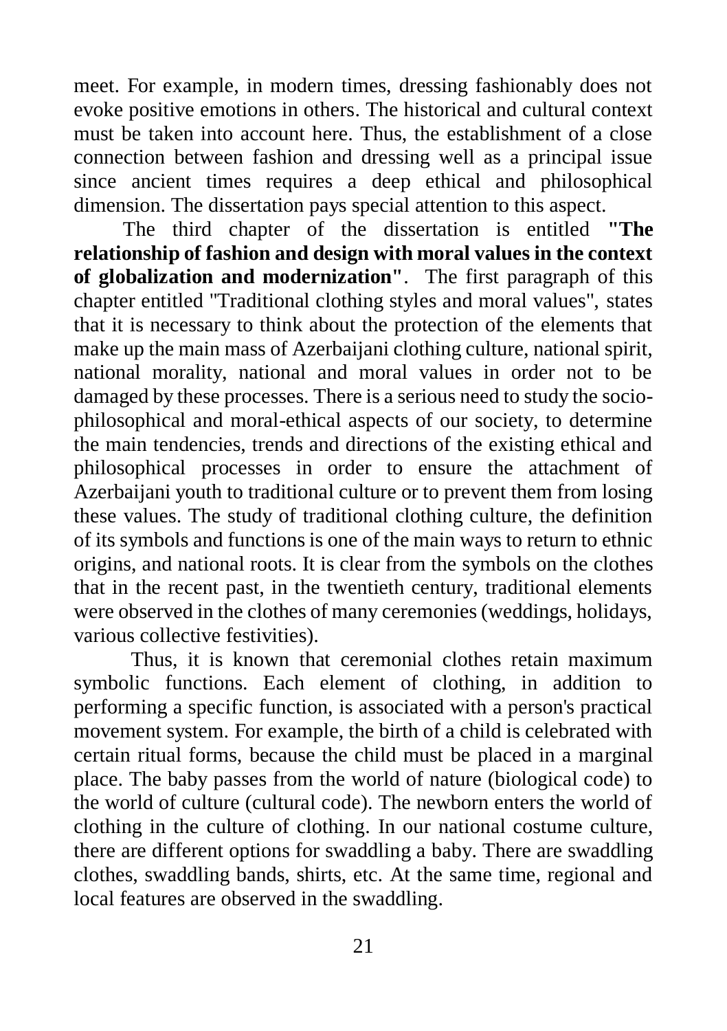meet. For example, in modern times, dressing fashionably does not evoke positive emotions in others. The historical and cultural context must be taken into account here. Thus, the establishment of a close connection between fashion and dressing well as a principal issue since ancient times requires a deep ethical and philosophical dimension. The dissertation pays special attention to this aspect.

The third chapter of the dissertation is entitled **"The relationship of fashion and design with moral values in the context of globalization and modernization"**. The first paragraph of this chapter entitled "Traditional clothing styles and moral values", states that it is necessary to think about the protection of the elements that make up the main mass of Azerbaijani clothing culture, national spirit, national morality, national and moral values in order not to be damaged by these processes. There is a serious need to study the socio-philosophical and moral-ethical aspects of our society, to determine the main tendencies, trends and directions of the existing ethical and philosophical processes in order to ensure the attachment of Azerbaijani youth to traditional culture or to prevent them from losing these values. The study of traditional clothing culture, the definition of its symbols and functions is one of the main ways to return to ethnic origins, and national roots. It is clear from the symbols on the clothes that in the recent past, in the twentieth century, traditional elements were observed in the clothes of many ceremonies (weddings, holidays, various collective festivities).

Thus, it is known that ceremonial clothes retain maximum symbolic functions. Each element of clothing, in addition to performing a specific function, is associated with a person's practical movement system. For example, the birth of a child is celebrated with certain ritual forms, because the child must be placed in a marginal place. The baby passes from the world of nature (biological code) to the world of culture (cultural code). The newborn enters the world of clothing in the culture of clothing. In our national costume culture, there are different options for swaddling a baby. There are swaddling clothes, swaddling bands, shirts, etc. At the same time, regional and local features are observed in the swaddling.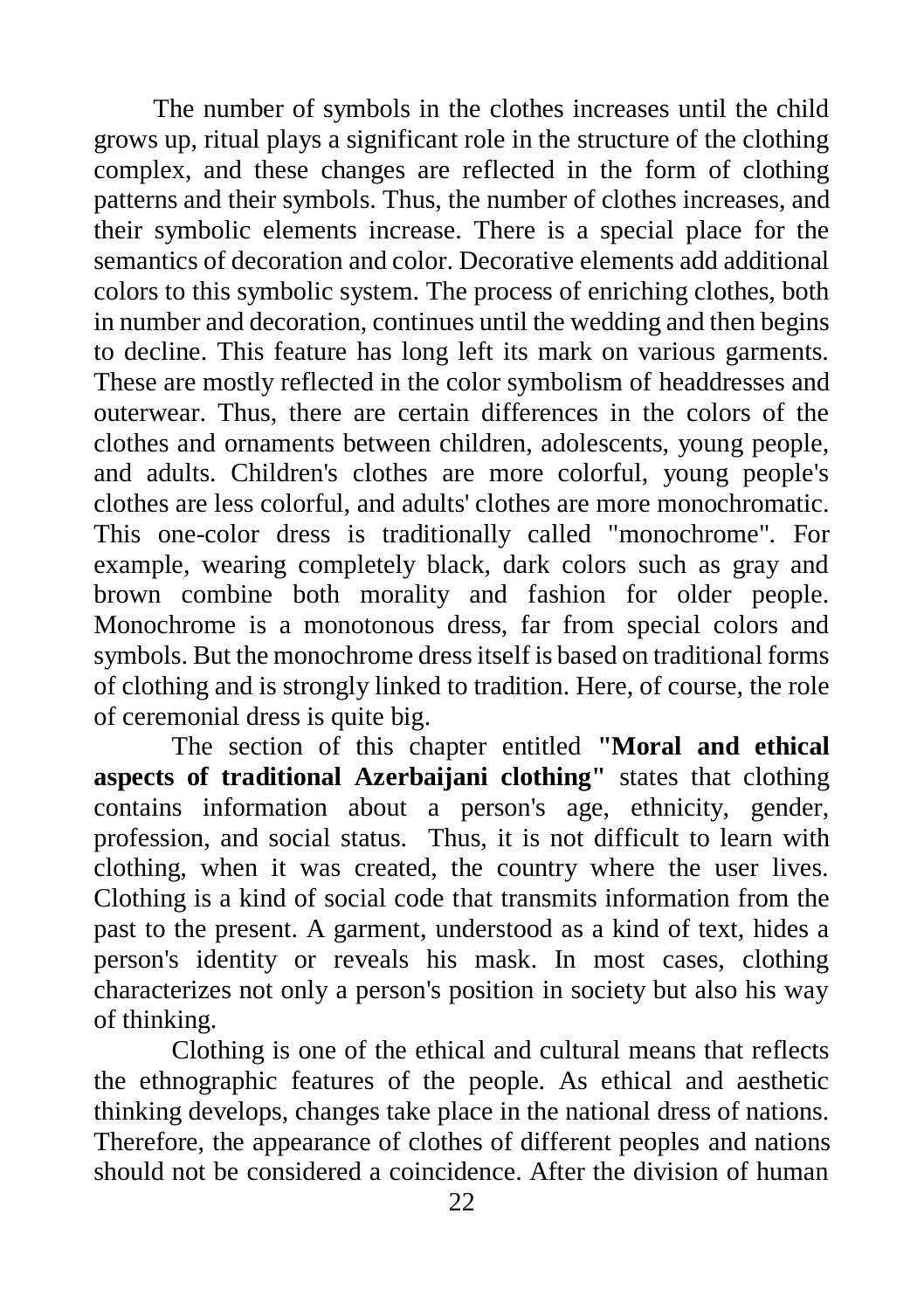The number of symbols in the clothes increases until the child grows up, ritual plays a significant role in the structure of the clothing complex, and these changes are reflected in the form of clothing patterns and their symbols. Thus, the number of clothes increases, and their symbolic elements increase. There is a special place for the semantics of decoration and color. Decorative elements add additional colors to this symbolic system. The process of enriching clothes, both in number and decoration, continues until the wedding and then begins to decline. This feature has long left its mark on various garments. These are mostly reflected in the color symbolism of headdresses and outerwear. Thus, there are certain differences in the colors of the clothes and ornaments between children, adolescents, young people, and adults. Children's clothes are more colorful, young people's clothes are less colorful, and adults' clothes are more monochromatic. This one-color dress is traditionally called "monochrome". For example, wearing completely black, dark colors such as gray and brown combine both morality and fashion for older people. Monochrome is a monotonous dress, far from special colors and symbols. But the monochrome dress itself is based on traditional forms of clothing and is strongly linked to tradition. Here, of course, the role of ceremonial dress is quite big.

The section of this chapter entitled **"Moral and ethical aspects of traditional Azerbaijani clothing"** states that clothing contains information about a person's age, ethnicity, gender, profession, and social status. Thus, it is not difficult to learn with clothing, when it was created, the country where the user lives. Clothing is a kind of social code that transmits information from the past to the present. A garment, understood as a kind of text, hides a person's identity or reveals his mask. In most cases, clothing characterizes not only a person's position in society but also his way of thinking.

Clothing is one of the ethical and cultural means that reflects the ethnographic features of the people. As ethical and aesthetic thinking develops, changes take place in the national dress of nations. Therefore, the appearance of clothes of different peoples and nations should not be considered a coincidence. After the division of human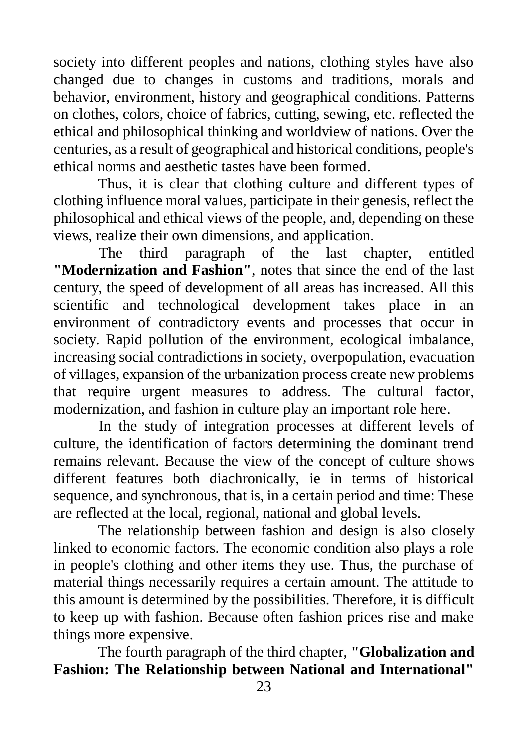society into different peoples and nations, clothing styles have also changed due to changes in customs and traditions, morals and behavior, environment, history and geographical conditions. Patterns on clothes, colors, choice of fabrics, cutting, sewing, etc. reflected the ethical and philosophical thinking and worldview of nations. Over the centuries, as a result of geographical and historical conditions, people's ethical norms and aesthetic tastes have been formed.

Thus, it is clear that clothing culture and different types of clothing influence moral values, participate in their genesis, reflect the philosophical and ethical views of the people, and, depending on these views, realize their own dimensions, and application.

The third paragraph of the last chapter, entitled **"Modernization and Fashion"**, notes that since the end of the last century, the speed of development of all areas has increased. All this scientific and technological development takes place in an environment of contradictory events and processes that occur in society. Rapid pollution of the environment, ecological imbalance, increasing social contradictions in society, overpopulation, evacuation of villages, expansion of the urbanization process create new problems that require urgent measures to address. The cultural factor, modernization, and fashion in culture play an important role here.

In the study of integration processes at different levels of culture, the identification of factors determining the dominant trend remains relevant. Because the view of the concept of culture shows different features both diachronically, ie in terms of historical sequence, and synchronous, that is, in a certain period and time: These are reflected at the local, regional, national and global levels.

The relationship between fashion and design is also closely linked to economic factors. The economic condition also plays a role in people's clothing and other items they use. Thus, the purchase of material things necessarily requires a certain amount. The attitude to this amount is determined by the possibilities. Therefore, it is difficult to keep up with fashion. Because often fashion prices rise and make things more expensive.

The fourth paragraph of the third chapter, **"Globalization and Fashion: The Relationship between National and International"**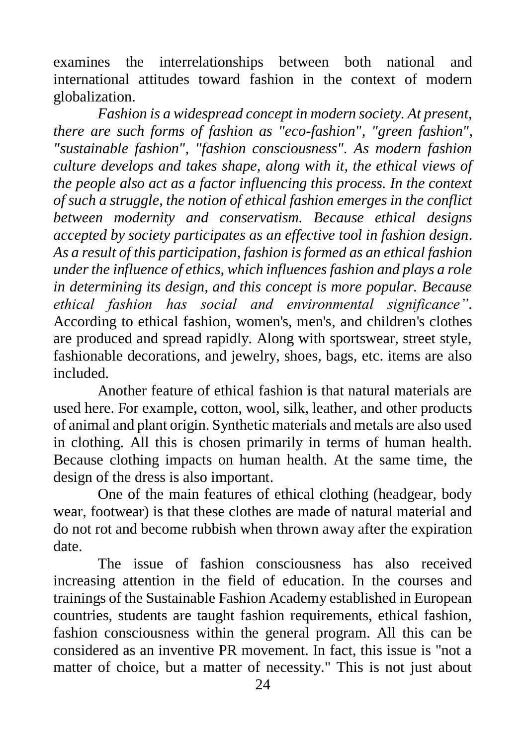examines the interrelationships between both national and international attitudes toward fashion in the context of modern globalization.

*Fashion is a widespread concept in modern society. At present, there are such forms of fashion as "eco-fashion", "green fashion", "sustainable fashion", "fashion consciousness". As modern fashion culture develops and takes shape, along with it, the ethical views of the people also act as a factor influencing this process. In the context of such a struggle, the notion of ethical fashion emerges in the conflict between modernity and conservatism. Because ethical designs accepted by society participates as an effective tool in fashion design. As a result of this participation, fashion is formed as an ethical fashion under the influence of ethics, which influences fashion and plays a role in determining its design, and this concept is more popular. Because ethical fashion has social and environmental significance".* According to ethical fashion, women's, men's, and children's clothes are produced and spread rapidly. Along with sportswear, street style, fashionable decorations, and jewelry, shoes, bags, etc. items are also included.

Another feature of ethical fashion is that natural materials are used here. For example, cotton, wool, silk, leather, and other products of animal and plant origin. Synthetic materials and metals are also used in clothing. All this is chosen primarily in terms of human health. Because clothing impacts on human health. At the same time, the design of the dress is also important.

One of the main features of ethical clothing (headgear, body wear, footwear) is that these clothes are made of natural material and do not rot and become rubbish when thrown away after the expiration date.

The issue of fashion consciousness has also received increasing attention in the field of education. In the courses and trainings of the Sustainable Fashion Academy established in European countries, students are taught fashion requirements, ethical fashion, fashion consciousness within the general program. All this can be considered as an inventive PR movement. In fact, this issue is "not a matter of choice, but a matter of necessity." This is not just about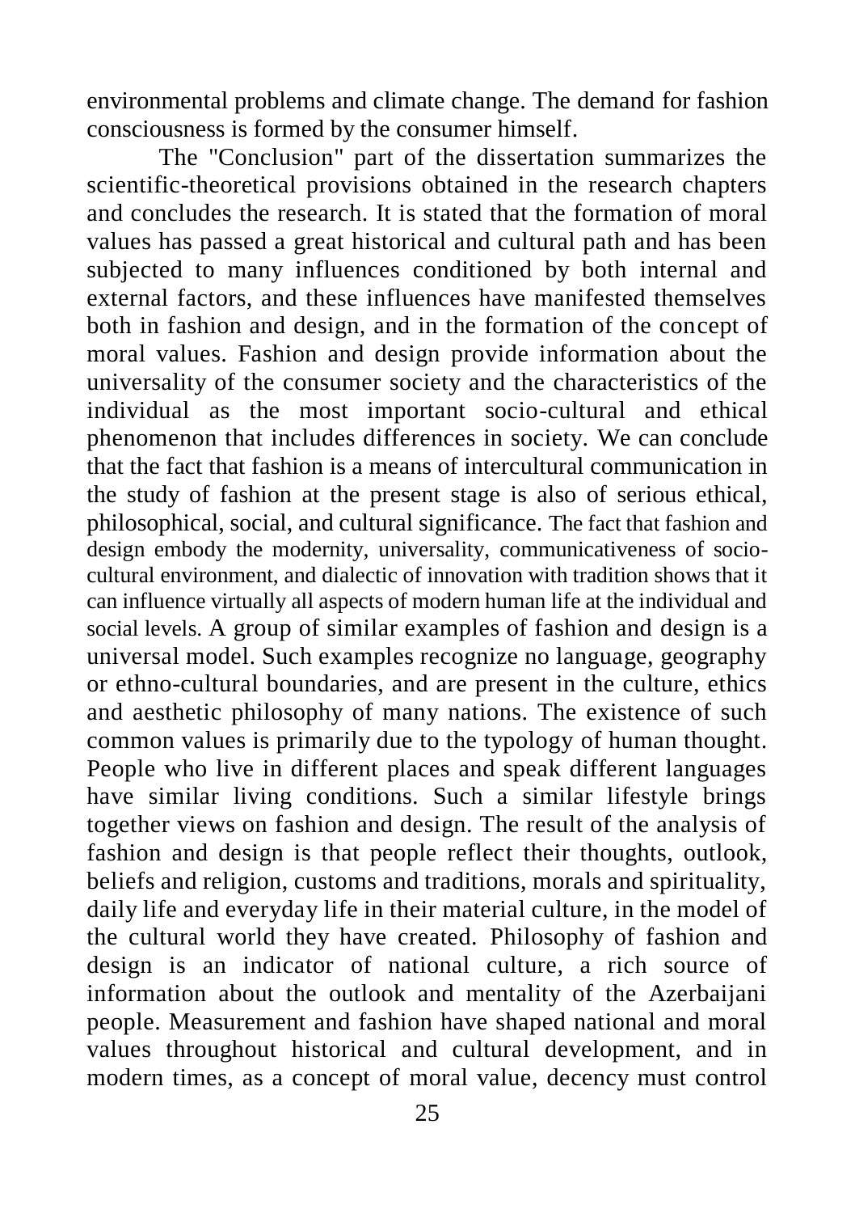environmental problems and climate change. The demand for fashion consciousness is formed by the consumer himself.

The "Conclusion" part of the dissertation summarizes the scientific-theoretical provisions obtained in the research chapters and concludes the research. It is stated that the formation of moral values has passed a great historical and cultural path and has been subjected to many influences conditioned by both internal and external factors, and these influences have manifested themselves both in fashion and design, and in the formation of the concept of moral values. Fashion and design provide information about the universality of the consumer society and the characteristics of the individual as the most important socio-cultural and ethical phenomenon that includes differences in society. We can conclude that the fact that fashion is a means of intercultural communication in the study of fashion at the present stage is also of serious ethical, philosophical, social, and cultural significance. The fact that fashion and design embody the modernity, universality, communicativeness of socio-cultural environment, and dialectic of innovation with tradition shows that it can influence virtually all aspects of modern human life at the individual and social levels. A group of similar examples of fashion and design is a universal model. Such examples recognize no language, geography or ethno-cultural boundaries, and are present in the culture, ethics and aesthetic philosophy of many nations. The existence of such common values is primarily due to the typology of human thought. People who live in different places and speak different languages have similar living conditions. Such a similar lifestyle brings together views on fashion and design. The result of the analysis of fashion and design is that people reflect their thoughts, outlook, beliefs and religion, customs and traditions, morals and spirituality, daily life and everyday life in their material culture, in the model of the cultural world they have created. Philosophy of fashion and design is an indicator of national culture, a rich source of information about the outlook and mentality of the Azerbaijani people. Measurement and fashion have shaped national and moral values throughout historical and cultural development, and in modern times, as a concept of moral value, decency must control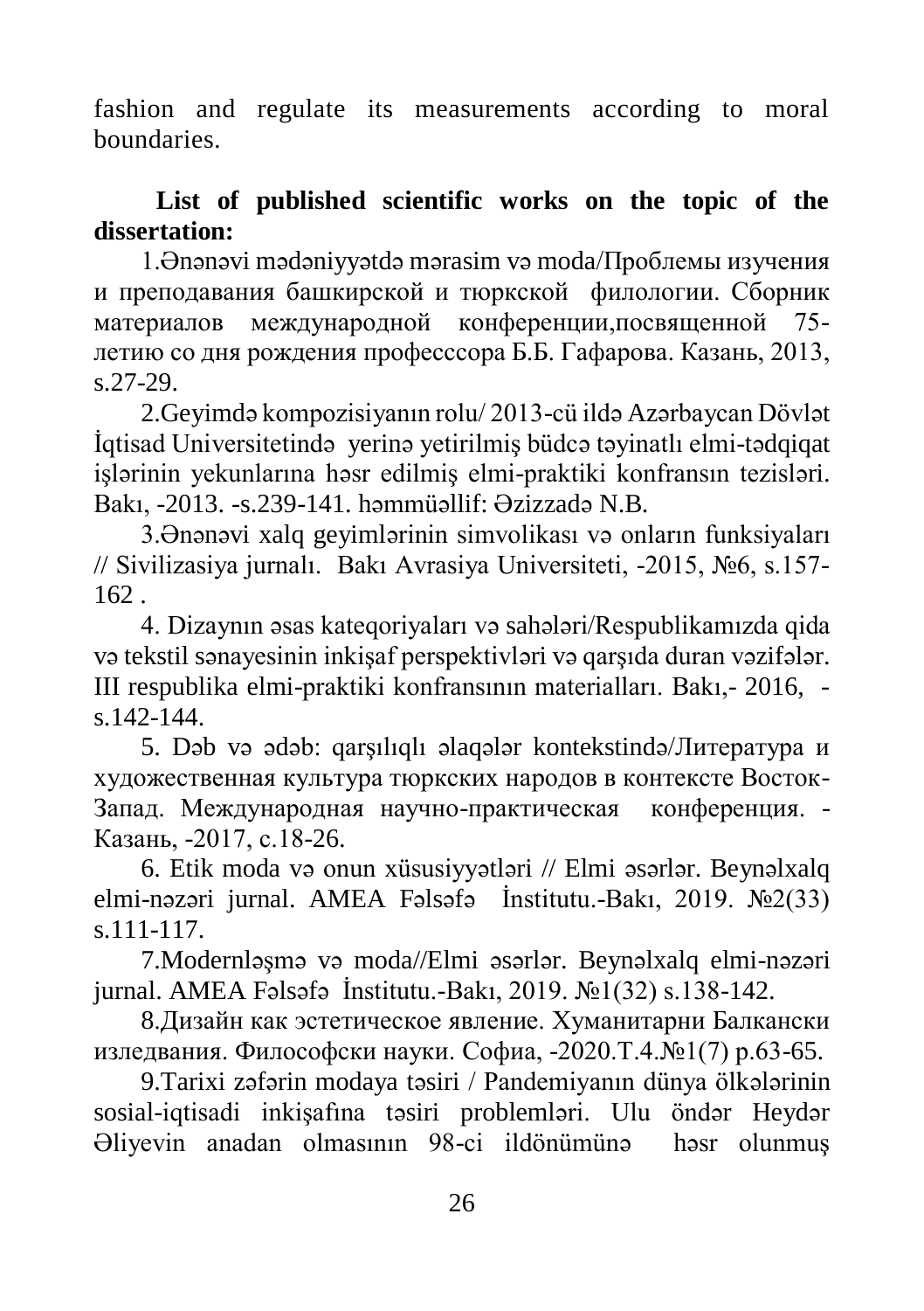fashion and regulate its measurements according to moral boundaries.

**List of published scientific works on the topic of the dissertation:**

1.Ənənəvi mədəniyyətdə mərasim və moda/Проблемы изучения и преподавания башкирской и тюркской филологии. Сборник материалов международной конференции,посвященной 75-летию со дня рождения професссора Б.Б. Гафарова. Казань, 2013, s.27-29.

2.Geyimdə kompozisiyanın rolu/ 2013-cü ildə Azərbaycan Dövlət İqtisad Universitetində yerinə yetirilmiş büdcə təyinatlı elmi-tədqiqat işlərinin yekunlarına həsr edilmiş elmi-praktiki konfransın tezisləri. Bakı, -2013. -s.239-141. həmmüəllif: Əzizzadə N.B.

3.Ənənəvi xalq geyimlərinin simvolikası və onların funksiyaları // Sivilizasiya jurnalı. Bakı Avrasiya Universiteti, -2015, №6, s.157-162 .

4. Dizaynın əsas kateqoriyaları və sahələri/Respublikamızda qida və tekstil sənayesinin inkişaf perspektivləri və qarşıda duran vəzifələr. III respublika elmi-praktiki konfransının materialları. Bakı,- 2016, -s.142-144.

5. Dəb və ədəb: qarşılıqlı əlaqələr kontekstində/Литература и художественная культура тюркских народов в контексте Восток-Запад. Международная научно-практическая конференция. -Казань, -2017, с.18-26.

6. Etik moda və onun xüsusiyyətləri // Elmi əsərlər. Beynəlxalq elmi-nəzəri jurnal. AMEA Fəlsəfə İnstitutu.-Bakı, 2019. №2(33) s.111-117.

7.Modernləşmə və moda//Elmi əsərlər. Beynəlxalq elmi-nəzəri jurnal. AMEA Fəlsəfə İnstitutu.-Bakı, 2019. №1(32) s.138-142.

8.Дизайн как эстетическое явление. Хуманитарни Балкански изледвания. Философски науки. Софиа, -2020.T.4.№1(7) p.63-65.

9.Tarixi zəfərin modaya təsiri / Pandemiyanın dünya ölkələrinin sosial-iqtisadi inkişafına təsiri problemləri. Ulu öndər Heydər Əliyevin anadan olmasının 98-ci ildönümünə həsr olunmuş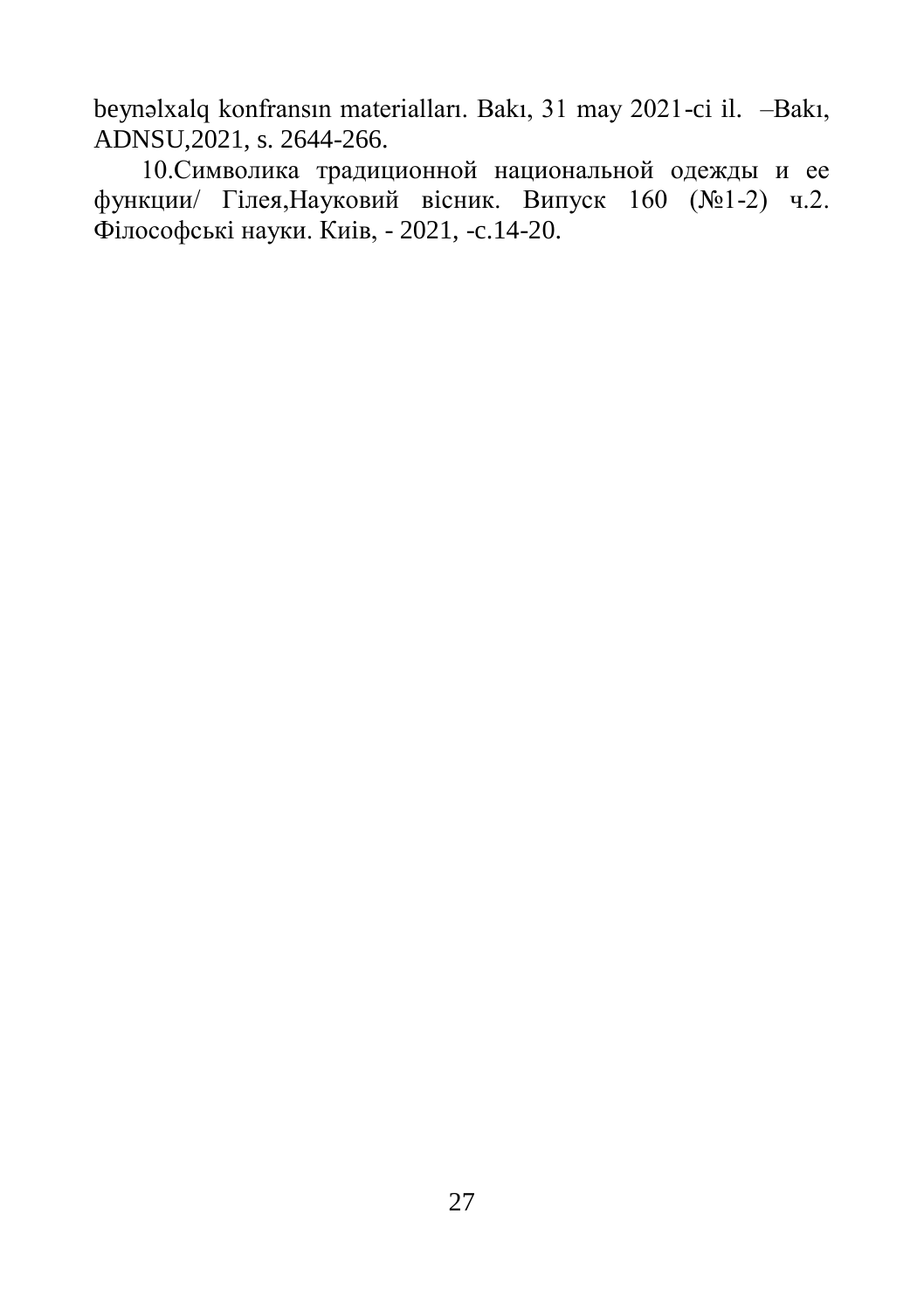beynəlxalq konfransın materialları. Bakı, 31 may 2021-ci il. –Bakı, ADNSU,2021, s. 2644-266.

10.Символика традиционной национальной одежды и ее функции/ Гілея,Науковий вісник. Випуск 160 (№1-2) ч.2. Філософські науки. Киів, - 2021, -с.14-20.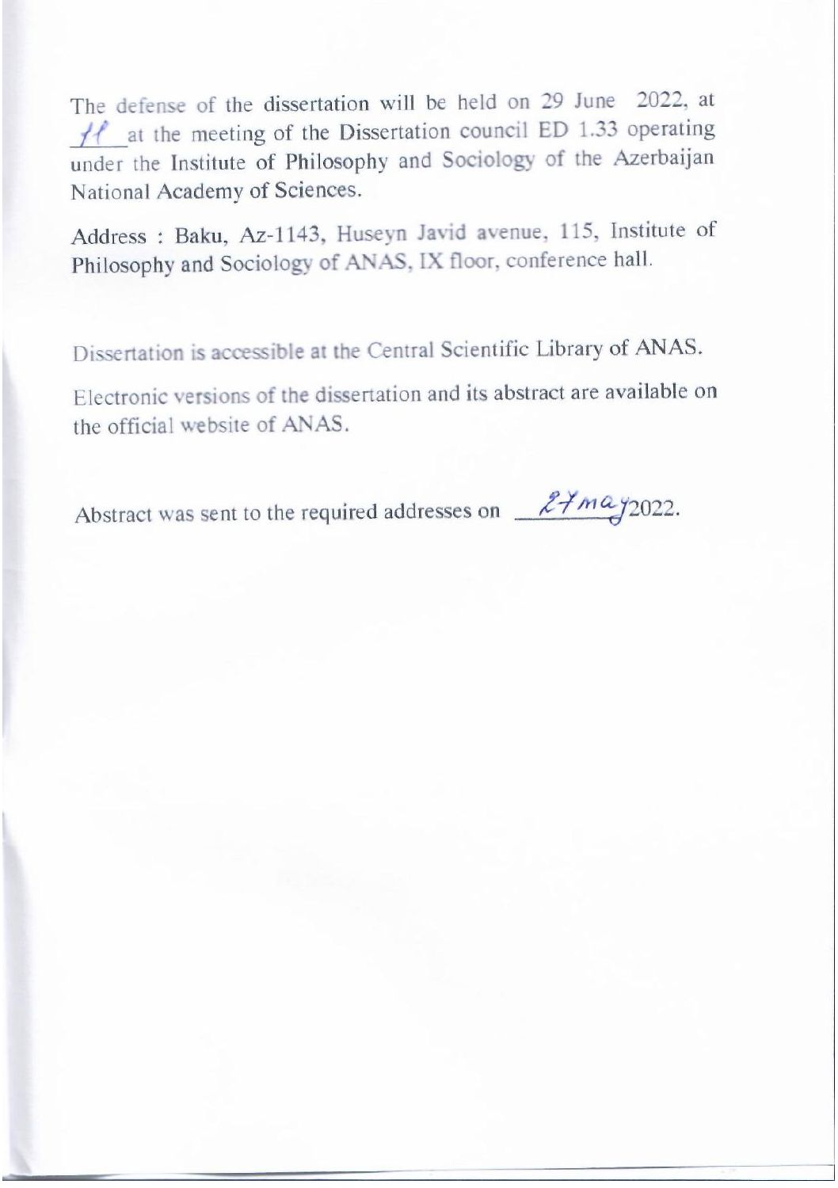The defense of the dissertation will be held on 29 June 2022, at _11_ at the meeting of the Dissertation council ED 1.33 operating under the Institute of Philosophy and Sociology of the Azerbaijan National Academy of Sciences.

Address : Baku, Az-1143, Huseyn Javid avenue, 115, Institute of Philosophy and Sociology of ANAS, IX floor, conference hall.

Dissertation is accessible at the Central Scientific Library of ANAS.

Electronic versions of the dissertation and its abstract are available on the official website of ANAS.

Abstract was sent to the required addresses on _27 may_ 2022.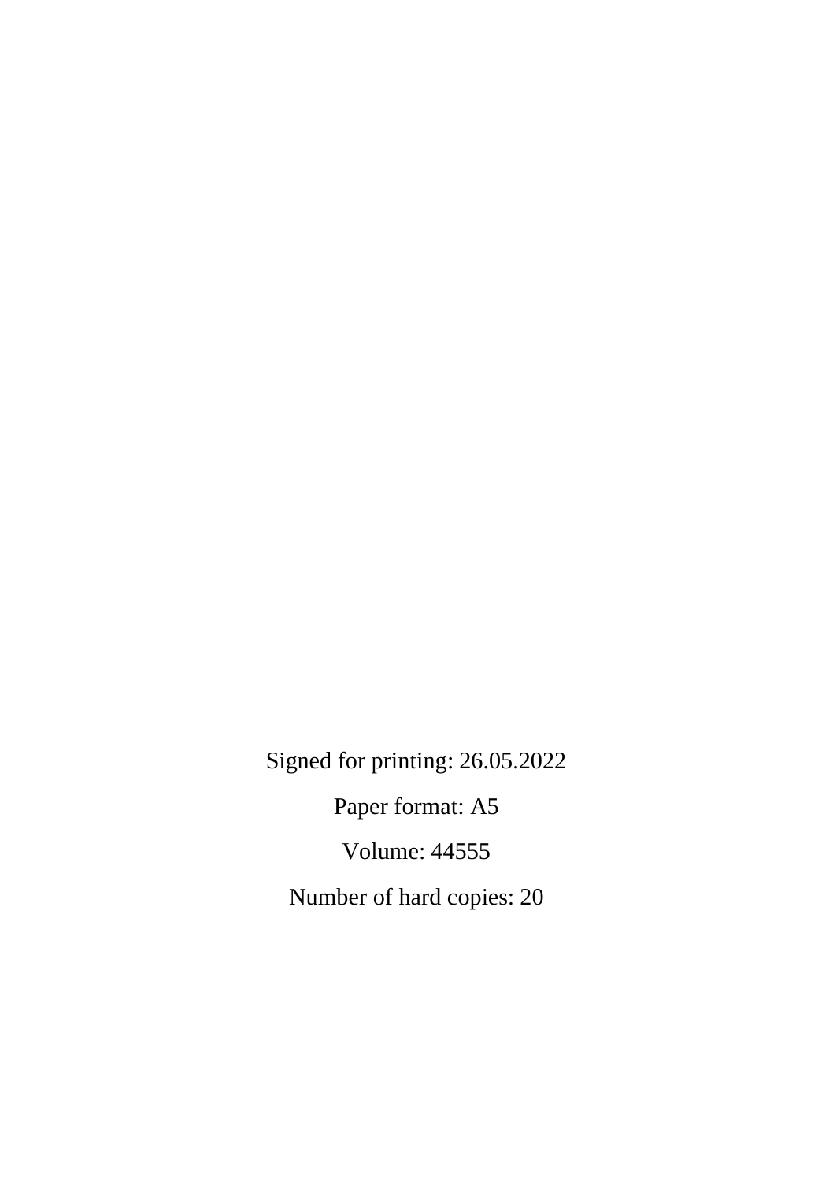Signed for printing: 26.05.2022

Paper format: A5

Volume: 44555

Number of hard copies: 20